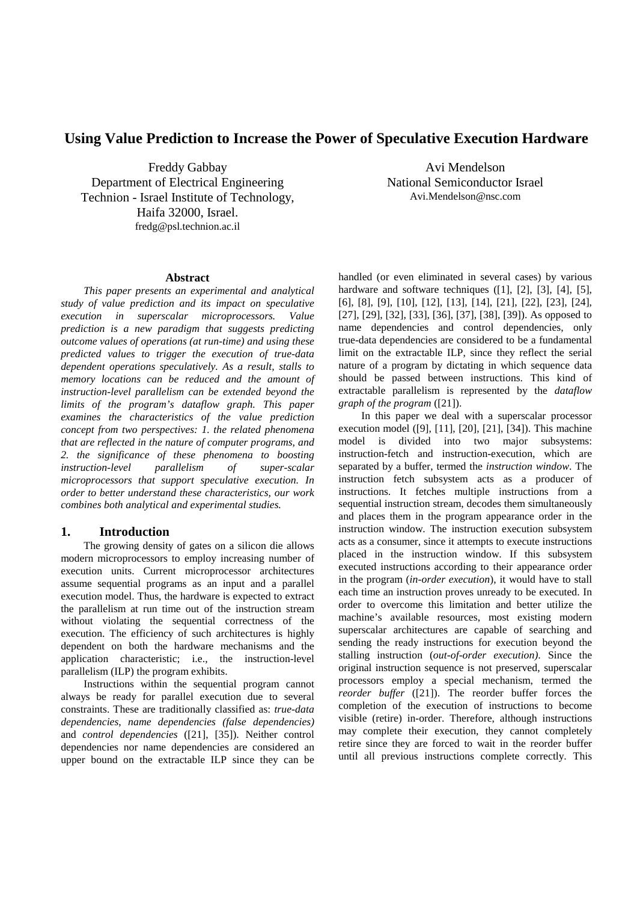# Using Value Prediction to Increase the Power of Speculative Execution Hardware

Freddy Gabbay
Department of Electrical Engineering
Technion - Israel Institute of Technology,
Haifa 32000, Israel.
fredg@psl.technion.ac.il

Avi Mendelson
National Semiconductor Israel
Avi.Mendelson@nsc.com

### Abstract

*This paper presents an experimental and analytical study of value prediction and its impact on speculative execution in superscalar microprocessors. Value prediction is a new paradigm that suggests predicting outcome values of operations (at run-time) and using these predicted values to trigger the execution of true-data dependent operations speculatively. As a result, stalls to memory locations can be reduced and the amount of instruction-level parallelism can be extended beyond the limits of the program's dataflow graph. This paper examines the characteristics of the value prediction concept from two perspectives: 1. the related phenomena that are reflected in the nature of computer programs, and 2. the significance of these phenomena to boosting instruction-level parallelism of super-scalar microprocessors that support speculative execution. In order to better understand these characteristics, our work combines both analytical and experimental studies.*

## 1. Introduction

The growing density of gates on a silicon die allows modern microprocessors to employ increasing number of execution units. Current microprocessor architectures assume sequential programs as an input and a parallel execution model. Thus, the hardware is expected to extract the parallelism at run time out of the instruction stream without violating the sequential correctness of the execution. The efficiency of such architectures is highly dependent on both the hardware mechanisms and the application characteristic; i.e., the instruction-level parallelism (ILP) the program exhibits.

Instructions within the sequential program cannot always be ready for parallel execution due to several constraints. These are traditionally classified as: *true-data dependencies*, *name dependencies (false dependencies)* and *control dependencies* ([21], [35]). Neither control dependencies nor name dependencies are considered an upper bound on the extractable ILP since they can be handled (or even eliminated in several cases) by various hardware and software techniques ([1], [2], [3], [4], [5], [6], [8], [9], [10], [12], [13], [14], [21], [22], [23], [24], [27], [29], [32], [33], [36], [37], [38], [39]). As opposed to name dependencies and control dependencies, only true-data dependencies are considered to be a fundamental limit on the extractable ILP, since they reflect the serial nature of a program by dictating in which sequence data should be passed between instructions. This kind of extractable parallelism is represented by the *dataflow graph of the program* ([21]).

In this paper we deal with a superscalar processor execution model ([9], [11], [20], [21], [34]). This machine model is divided into two major subsystems: instruction-fetch and instruction-execution, which are separated by a buffer, termed the *instruction window*. The instruction fetch subsystem acts as a producer of instructions. It fetches multiple instructions from a sequential instruction stream, decodes them simultaneously and places them in the program appearance order in the instruction window. The instruction execution subsystem acts as a consumer, since it attempts to execute instructions placed in the instruction window. If this subsystem executed instructions according to their appearance order in the program (*in-order execution*), it would have to stall each time an instruction proves unready to be executed. In order to overcome this limitation and better utilize the machine's available resources, most existing modern superscalar architectures are capable of searching and sending the ready instructions for execution beyond the stalling instruction (*out-of-order execution)*. Since the original instruction sequence is not preserved, superscalar processors employ a special mechanism, termed the *reorder buffer* ([21]). The reorder buffer forces the completion of the execution of instructions to become visible (retire) in-order. Therefore, although instructions may complete their execution, they cannot completely retire since they are forced to wait in the reorder buffer until all previous instructions complete correctly. This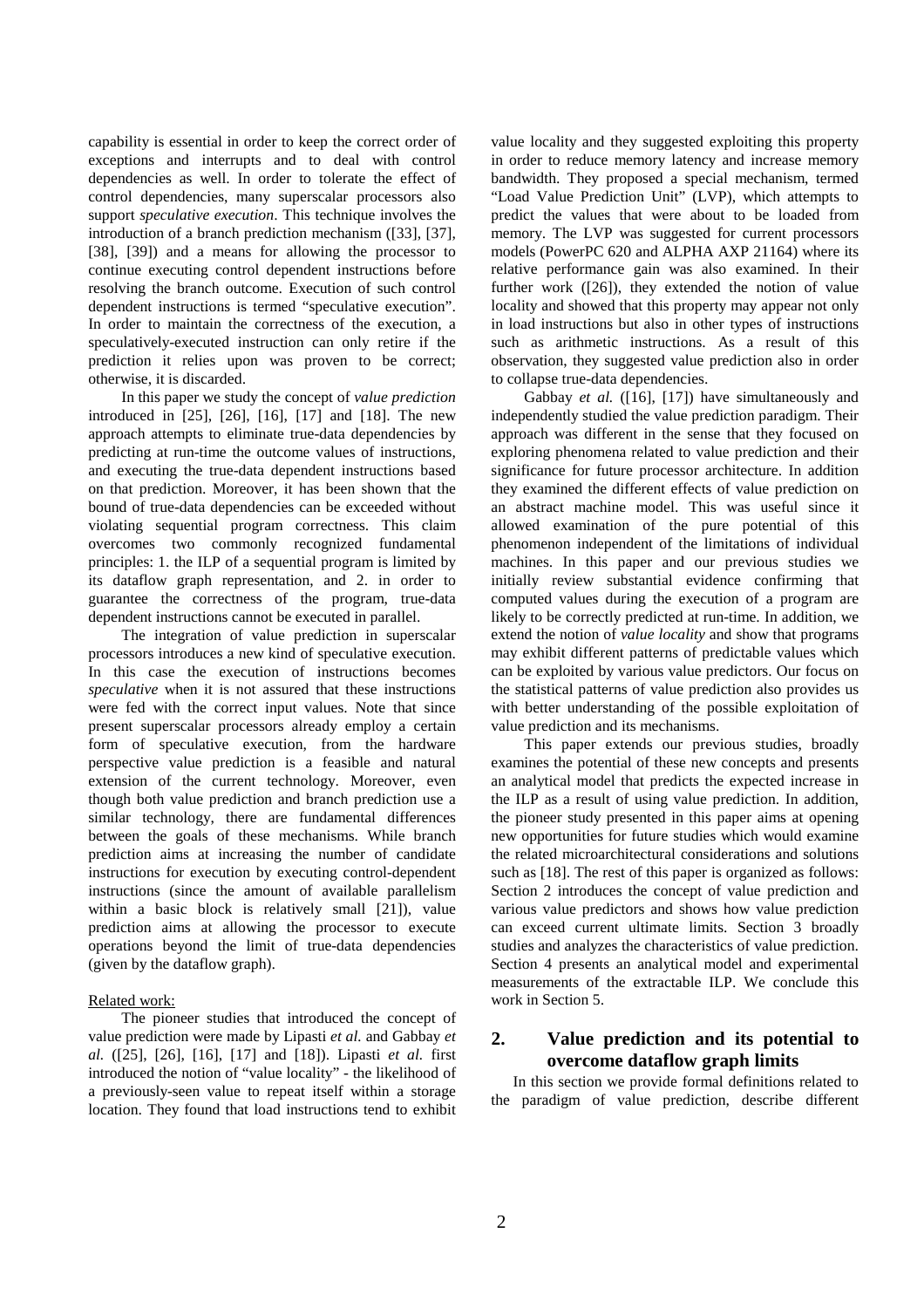capability is essential in order to keep the correct order of exceptions and interrupts and to deal with control dependencies as well. In order to tolerate the effect of control dependencies, many superscalar processors also support *speculative execution*. This technique involves the introduction of a branch prediction mechanism ([33], [37], [38], [39]) and a means for allowing the processor to continue executing control dependent instructions before resolving the branch outcome. Execution of such control dependent instructions is termed "speculative execution". In order to maintain the correctness of the execution, a speculatively-executed instruction can only retire if the prediction it relies upon was proven to be correct; otherwise, it is discarded.

In this paper we study the concept of *value prediction* introduced in [25], [26], [16], [17] and [18]. The new approach attempts to eliminate true-data dependencies by predicting at run-time the outcome values of instructions, and executing the true-data dependent instructions based on that prediction. Moreover, it has been shown that the bound of true-data dependencies can be exceeded without violating sequential program correctness. This claim overcomes two commonly recognized fundamental principles: 1. the ILP of a sequential program is limited by its dataflow graph representation, and 2. in order to guarantee the correctness of the program, true-data dependent instructions cannot be executed in parallel.

The integration of value prediction in superscalar processors introduces a new kind of speculative execution. In this case the execution of instructions becomes *speculative* when it is not assured that these instructions were fed with the correct input values. Note that since present superscalar processors already employ a certain form of speculative execution, from the hardware perspective value prediction is a feasible and natural extension of the current technology. Moreover, even though both value prediction and branch prediction use a similar technology, there are fundamental differences between the goals of these mechanisms. While branch prediction aims at increasing the number of candidate instructions for execution by executing control-dependent instructions (since the amount of available parallelism within a basic block is relatively small [21]), value prediction aims at allowing the processor to execute operations beyond the limit of true-data dependencies (given by the dataflow graph).

Related work:

The pioneer studies that introduced the concept of value prediction were made by Lipasti *et al.* and Gabbay *et al.* ([25], [26], [16], [17] and [18]). Lipasti *et al.* first introduced the notion of "value locality" - the likelihood of a previously-seen value to repeat itself within a storage location. They found that load instructions tend to exhibit value locality and they suggested exploiting this property in order to reduce memory latency and increase memory bandwidth. They proposed a special mechanism, termed "Load Value Prediction Unit" (LVP), which attempts to predict the values that were about to be loaded from memory. The LVP was suggested for current processors models (PowerPC 620 and ALPHA AXP 21164) where its relative performance gain was also examined. In their further work ([26]), they extended the notion of value locality and showed that this property may appear not only in load instructions but also in other types of instructions such as arithmetic instructions. As a result of this observation, they suggested value prediction also in order to collapse true-data dependencies.

Gabbay *et al.* ([16], [17]) have simultaneously and independently studied the value prediction paradigm. Their approach was different in the sense that they focused on exploring phenomena related to value prediction and their significance for future processor architecture. In addition they examined the different effects of value prediction on an abstract machine model. This was useful since it allowed examination of the pure potential of this phenomenon independent of the limitations of individual machines. In this paper and our previous studies we initially review substantial evidence confirming that computed values during the execution of a program are likely to be correctly predicted at run-time. In addition, we extend the notion of *value locality* and show that programs may exhibit different patterns of predictable values which can be exploited by various value predictors. Our focus on the statistical patterns of value prediction also provides us with better understanding of the possible exploitation of value prediction and its mechanisms.

This paper extends our previous studies, broadly examines the potential of these new concepts and presents an analytical model that predicts the expected increase in the ILP as a result of using value prediction. In addition, the pioneer study presented in this paper aims at opening new opportunities for future studies which would examine the related microarchitectural considerations and solutions such as [18]. The rest of this paper is organized as follows: Section 2 introduces the concept of value prediction and various value predictors and shows how value prediction can exceed current ultimate limits. Section 3 broadly studies and analyzes the characteristics of value prediction. Section 4 presents an analytical model and experimental measurements of the extractable ILP. We conclude this work in Section 5.

## 2. Value prediction and its potential to overcome dataflow graph limits

In this section we provide formal definitions related to the paradigm of value prediction, describe different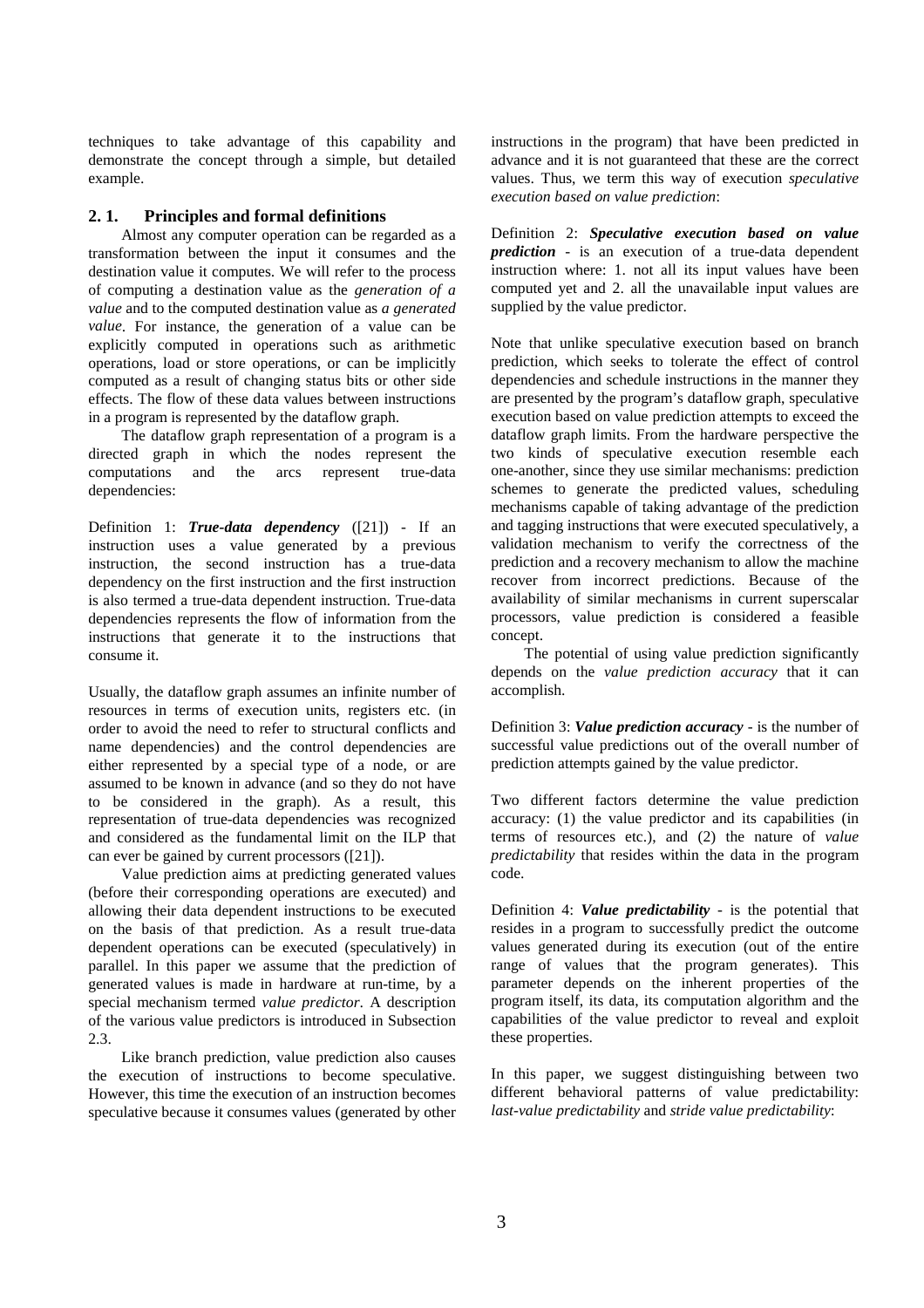techniques to take advantage of this capability and demonstrate the concept through a simple, but detailed example.

## 2. 1. Principles and formal definitions

Almost any computer operation can be regarded as a transformation between the input it consumes and the destination value it computes. We will refer to the process of computing a destination value as the *generation of a value* and to the computed destination value as *a generated value*. For instance, the generation of a value can be explicitly computed in operations such as arithmetic operations, load or store operations, or can be implicitly computed as a result of changing status bits or other side effects. The flow of these data values between instructions in a program is represented by the dataflow graph.

The dataflow graph representation of a program is a directed graph in which the nodes represent the computations and the arcs represent true-data dependencies:

Definition 1: ***True-data dependency*** ([21]) - If an instruction uses a value generated by a previous instruction, the second instruction has a true-data dependency on the first instruction and the first instruction is also termed a true-data dependent instruction. True-data dependencies represents the flow of information from the instructions that generate it to the instructions that consume it.

Usually, the dataflow graph assumes an infinite number of resources in terms of execution units, registers etc. (in order to avoid the need to refer to structural conflicts and name dependencies) and the control dependencies are either represented by a special type of a node, or are assumed to be known in advance (and so they do not have to be considered in the graph). As a result, this representation of true-data dependencies was recognized and considered as the fundamental limit on the ILP that can ever be gained by current processors ([21]).

Value prediction aims at predicting generated values (before their corresponding operations are executed) and allowing their data dependent instructions to be executed on the basis of that prediction. As a result true-data dependent operations can be executed (speculatively) in parallel. In this paper we assume that the prediction of generated values is made in hardware at run-time, by a special mechanism termed *value predictor*. A description of the various value predictors is introduced in Subsection 2.3.

Like branch prediction, value prediction also causes the execution of instructions to become speculative. However, this time the execution of an instruction becomes speculative because it consumes values (generated by other instructions in the program) that have been predicted in advance and it is not guaranteed that these are the correct values. Thus, we term this way of execution *speculative execution based on value prediction*:

Definition 2: ***Speculative execution based on value prediction*** - is an execution of a true-data dependent instruction where: 1. not all its input values have been computed yet and 2. all the unavailable input values are supplied by the value predictor.

Note that unlike speculative execution based on branch prediction, which seeks to tolerate the effect of control dependencies and schedule instructions in the manner they are presented by the program's dataflow graph, speculative execution based on value prediction attempts to exceed the dataflow graph limits. From the hardware perspective the two kinds of speculative execution resemble each one-another, since they use similar mechanisms: prediction schemes to generate the predicted values, scheduling mechanisms capable of taking advantage of the prediction and tagging instructions that were executed speculatively, a validation mechanism to verify the correctness of the prediction and a recovery mechanism to allow the machine recover from incorrect predictions. Because of the availability of similar mechanisms in current superscalar processors, value prediction is considered a feasible concept.

The potential of using value prediction significantly depends on the *value prediction accuracy* that it can accomplish.

Definition 3: ***Value prediction accuracy*** - is the number of successful value predictions out of the overall number of prediction attempts gained by the value predictor.

Two different factors determine the value prediction accuracy: (1) the value predictor and its capabilities (in terms of resources etc.), and (2) the nature of *value predictability* that resides within the data in the program code.

Definition 4: ***Value predictability*** - is the potential that resides in a program to successfully predict the outcome values generated during its execution (out of the entire range of values that the program generates). This parameter depends on the inherent properties of the program itself, its data, its computation algorithm and the capabilities of the value predictor to reveal and exploit these properties.

In this paper, we suggest distinguishing between two different behavioral patterns of value predictability: *last-value predictability* and *stride value predictability*: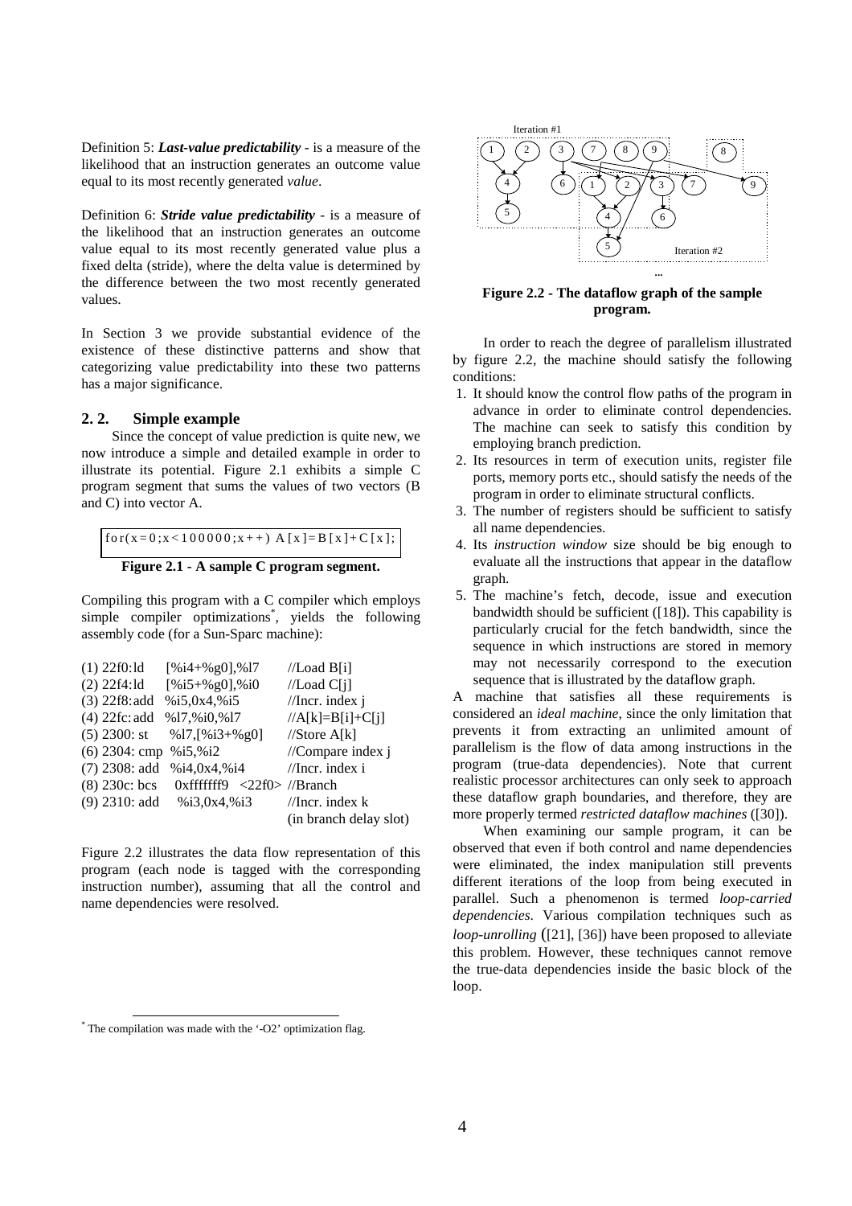Definition 5: ***Last-value predictability*** - is a measure of the likelihood that an instruction generates an outcome value equal to its most recently generated *value*.

Definition 6: ***Stride value predictability*** - is a measure of the likelihood that an instruction generates an outcome value equal to its most recently generated value plus a fixed delta (stride), where the delta value is determined by the difference between the two most recently generated values.

In Section 3 we provide substantial evidence of the existence of these distinctive patterns and show that categorizing value predictability into these two patterns has a major significance.

## 2. 2. Simple example

Since the concept of value prediction is quite new, we now introduce a simple and detailed example in order to illustrate its potential. Figure 2.1 exhibits a simple C program segment that sums the values of two vectors (B and C) into vector A.

```
for(x=0;x<100000;x++) A[x]=B[x]+C[x];
```

**Figure 2.1 - A sample C program segment.**

Compiling this program with a C compiler which employs simple compiler optimizations*, yields the following assembly code (for a Sun-Sparc machine):

```
(1) 22f0:ld    [%i4+%g0],%l7      //Load B[i]
(2) 22f4:ld    [%i5+%g0],%i0      //Load C[j]
(3) 22f8:add   %i5,0x4,%i5        //Incr. index j
(4) 22fc:add   %l7,%i0,%l7        //A[k]=B[i]+C[j]
(5) 2300: st   %l7,[%i3+%g0]      //Store A[k]
(6) 2304: cmp  %i5,%i2            //Compare index j
(7) 2308: add  %i4,0x4,%i4        //Incr. index i
(8) 230c: bcs  0xfffffff9 <22f0>  //Branch
(9) 2310: add  %i3,0x4,%i3        //Incr. index k
                                  (in branch delay slot)
```

Figure 2.2 illustrates the data flow representation of this program (each node is tagged with the corresponding instruction number), assuming that all the control and name dependencies were resolved.

**Figure 2.2 - The dataflow graph of the sample program.**

In order to reach the degree of parallelism illustrated by figure 2.2, the machine should satisfy the following conditions:

1. It should know the control flow paths of the program in advance in order to eliminate control dependencies. The machine can seek to satisfy this condition by employing branch prediction.
2. Its resources in term of execution units, register file ports, memory ports etc., should satisfy the needs of the program in order to eliminate structural conflicts.
3. The number of registers should be sufficient to satisfy all name dependencies.
4. Its *instruction window* size should be big enough to evaluate all the instructions that appear in the dataflow graph.
5. The machine's fetch, decode, issue and execution bandwidth should be sufficient ([18]). This capability is particularly crucial for the fetch bandwidth, since the sequence in which instructions are stored in memory may not necessarily correspond to the execution sequence that is illustrated by the dataflow graph.

A machine that satisfies all these requirements is considered an *ideal machine*, since the only limitation that prevents it from extracting an unlimited amount of parallelism is the flow of data among instructions in the program (true-data dependencies). Note that current realistic processor architectures can only seek to approach these dataflow graph boundaries, and therefore, they are more properly termed *restricted dataflow machines* ([30]).

When examining our sample program, it can be observed that even if both control and name dependencies were eliminated, the index manipulation still prevents different iterations of the loop from being executed in parallel. Such a phenomenon is termed *loop-carried dependencies*. Various compilation techniques such as *loop-unrolling* ([21], [36]) have been proposed to alleviate this problem. However, these techniques cannot remove the true-data dependencies inside the basic block of the loop.

* The compilation was made with the '-O2' optimization flag.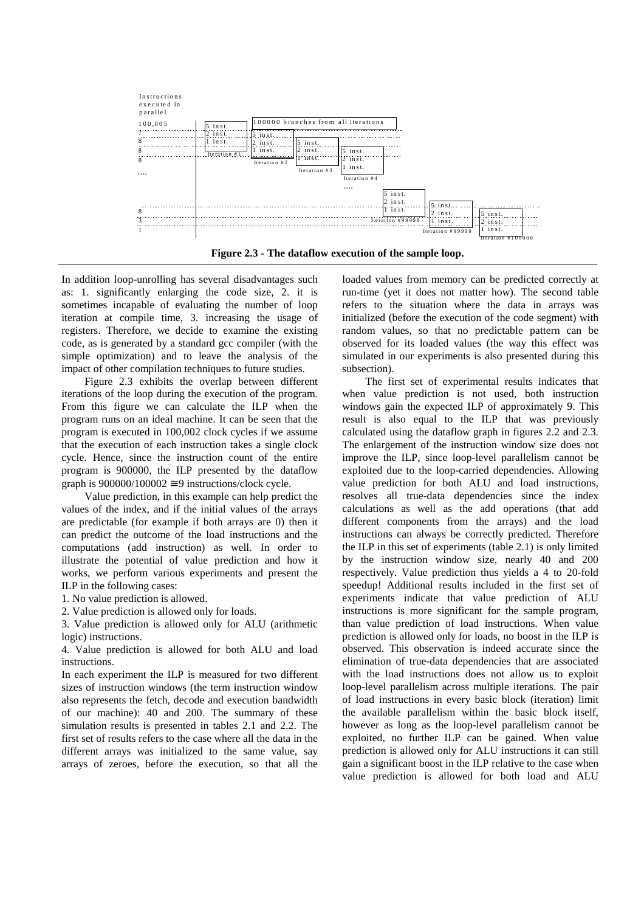Figure 2.3 - The dataflow execution of the sample loop.

In addition loop-unrolling has several disadvantages such as: 1. significantly enlarging the code size, 2. it is sometimes incapable of evaluating the number of loop iteration at compile time, 3. increasing the usage of registers. Therefore, we decide to examine the existing code, as is generated by a standard gcc compiler (with the simple optimization) and to leave the analysis of the impact of other compilation techniques to future studies.

Figure 2.3 exhibits the overlap between different iterations of the loop during the execution of the program. From this figure we can calculate the ILP when the program runs on an ideal machine. It can be seen that the program is executed in 100,002 clock cycles if we assume that the execution of each instruction takes a single clock cycle. Hence, since the instruction count of the entire program is 900000, the ILP presented by the dataflow graph is $900000/100002 \cong 9$ instructions/clock cycle.

Value prediction, in this example can help predict the values of the index, and if the initial values of the arrays are predictable (for example if both arrays are 0) then it can predict the outcome of the load instructions and the computations (add instruction) as well. In order to illustrate the potential of value prediction and how it works, we perform various experiments and present the ILP in the following cases:

1. No value prediction is allowed.
2. Value prediction is allowed only for loads.
3. Value prediction is allowed only for ALU (arithmetic logic) instructions.
4. Value prediction is allowed for both ALU and load instructions.

In each experiment the ILP is measured for two different sizes of instruction windows (the term instruction window also represents the fetch, decode and execution bandwidth of our machine): 40 and 200. The summary of these simulation results is presented in tables 2.1 and 2.2. The first set of results refers to the case where all the data in the different arrays was initialized to the same value, say arrays of zeroes, before the execution, so that all the loaded values from memory can be predicted correctly at run-time (yet it does not matter how). The second table refers to the situation where the data in arrays was initialized (before the execution of the code segment) with random values, so that no predictable pattern can be observed for its loaded values (the way this effect was simulated in our experiments is also presented during this subsection).

The first set of experimental results indicates that when value prediction is not used, both instruction windows gain the expected ILP of approximately 9. This result is also equal to the ILP that was previously calculated using the dataflow graph in figures 2.2 and 2.3. The enlargement of the instruction window size does not improve the ILP, since loop-level parallelism cannot be exploited due to the loop-carried dependencies. Allowing value prediction for both ALU and load instructions, resolves all true-data dependencies since the index calculations as well as the add operations (that add different components from the arrays) and the load instructions can always be correctly predicted. Therefore the ILP in this set of experiments (table 2.1) is only limited by the instruction window size, nearly 40 and 200 respectively. Value prediction thus yields a 4 to 20-fold speedup! Additional results included in the first set of experiments indicate that value prediction of ALU instructions is more significant for the sample program, than value prediction of load instructions. When value prediction is allowed only for loads, no boost in the ILP is observed. This observation is indeed accurate since the elimination of true-data dependencies that are associated with the load instructions does not allow us to exploit loop-level parallelism across multiple iterations. The pair of load instructions in every basic block (iteration) limit the available parallelism within the basic block itself, however as long as the loop-level parallelism cannot be exploited, no further ILP can be gained. When value prediction is allowed only for ALU instructions it can still gain a significant boost in the ILP relative to the case when value prediction is allowed for both load and ALU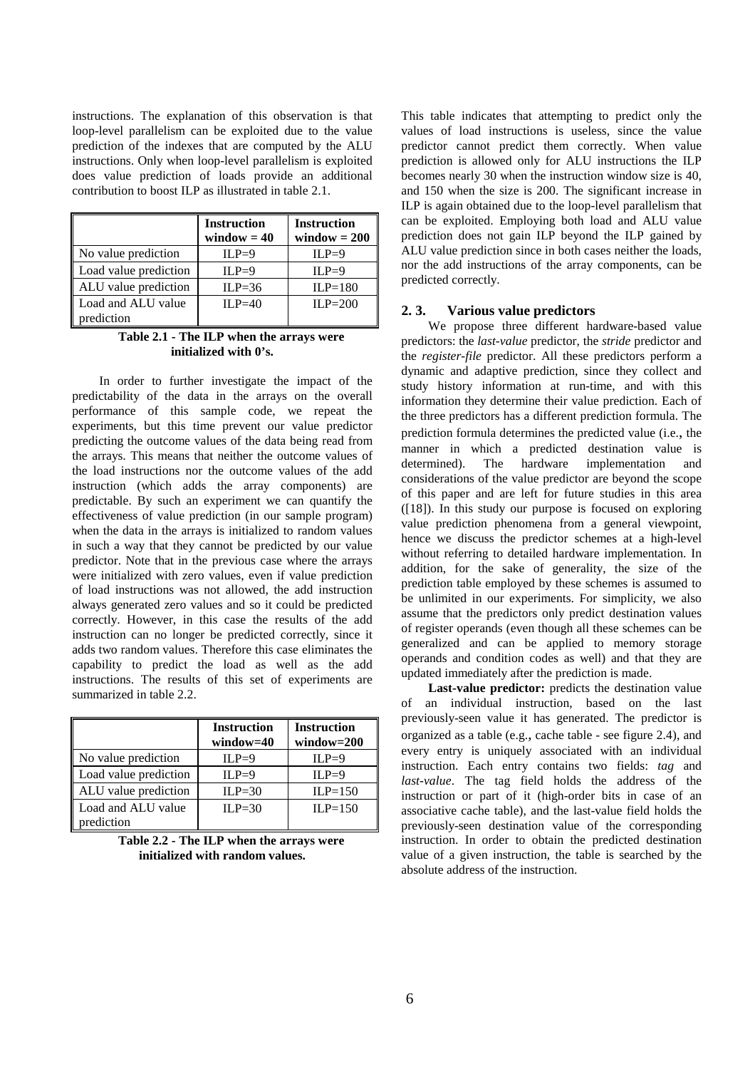instructions. The explanation of this observation is that loop-level parallelism can be exploited due to the value prediction of the indexes that are computed by the ALU instructions. Only when loop-level parallelism is exploited does value prediction of loads provide an additional contribution to boost ILP as illustrated in table 2.1.

| | **Instruction window = 40** | **Instruction window = 200** |
|---|---|---|
| No value prediction | ILP=9 | ILP=9 |
| Load value prediction | ILP=9 | ILP=9 |
| ALU value prediction | ILP=36 | ILP=180 |
| Load and ALU value prediction | ILP=40 | ILP=200 |

**Table 2.1 - The ILP when the arrays were initialized with 0's.**

In order to further investigate the impact of the predictability of the data in the arrays on the overall performance of this sample code, we repeat the experiments, but this time prevent our value predictor predicting the outcome values of the data being read from the arrays. This means that neither the outcome values of the load instructions nor the outcome values of the add instruction (which adds the array components) are predictable. By such an experiment we can quantify the effectiveness of value prediction (in our sample program) when the data in the arrays is initialized to random values in such a way that they cannot be predicted by our value predictor. Note that in the previous case where the arrays were initialized with zero values, even if value prediction of load instructions was not allowed, the add instruction always generated zero values and so it could be predicted correctly. However, in this case the results of the add instruction can no longer be predicted correctly, since it adds two random values. Therefore this case eliminates the capability to predict the load as well as the add instructions. The results of this set of experiments are summarized in table 2.2.

| | **Instruction window=40** | **Instruction window=200** |
|---|---|---|
| No value prediction | ILP=9 | ILP=9 |
| Load value prediction | ILP=9 | ILP=9 |
| ALU value prediction | ILP=30 | ILP=150 |
| Load and ALU value prediction | ILP=30 | ILP=150 |

**Table 2.2 - The ILP when the arrays were initialized with random values.**

This table indicates that attempting to predict only the values of load instructions is useless, since the value predictor cannot predict them correctly. When value prediction is allowed only for ALU instructions the ILP becomes nearly 30 when the instruction window size is 40, and 150 when the size is 200. The significant increase in ILP is again obtained due to the loop-level parallelism that can be exploited. Employing both load and ALU value prediction does not gain ILP beyond the ILP gained by ALU value prediction since in both cases neither the loads, nor the add instructions of the array components, can be predicted correctly.

## 2. 3. Various value predictors

We propose three different hardware-based value predictors: the *last-value* predictor, the *stride* predictor and the *register-file* predictor. All these predictors perform a dynamic and adaptive prediction, since they collect and study history information at run-time, and with this information they determine their value prediction. Each of the three predictors has a different prediction formula. The prediction formula determines the predicted value (i.e., the manner in which a predicted destination value is determined). The hardware implementation and considerations of the value predictor are beyond the scope of this paper and are left for future studies in this area ([18]). In this study our purpose is focused on exploring value prediction phenomena from a general viewpoint, hence we discuss the predictor schemes at a high-level without referring to detailed hardware implementation. In addition, for the sake of generality, the size of the prediction table employed by these schemes is assumed to be unlimited in our experiments. For simplicity, we also assume that the predictors only predict destination values of register operands (even though all these schemes can be generalized and can be applied to memory storage operands and condition codes as well) and that they are updated immediately after the prediction is made.

**Last-value predictor:** predicts the destination value of an individual instruction, based on the last previously-seen value it has generated. The predictor is organized as a table (e.g., cache table - see figure 2.4), and every entry is uniquely associated with an individual instruction. Each entry contains two fields: *tag* and *last-value*. The tag field holds the address of the instruction or part of it (high-order bits in case of an associative cache table), and the last-value field holds the previously-seen destination value of the corresponding instruction. In order to obtain the predicted destination value of a given instruction, the table is searched by the absolute address of the instruction.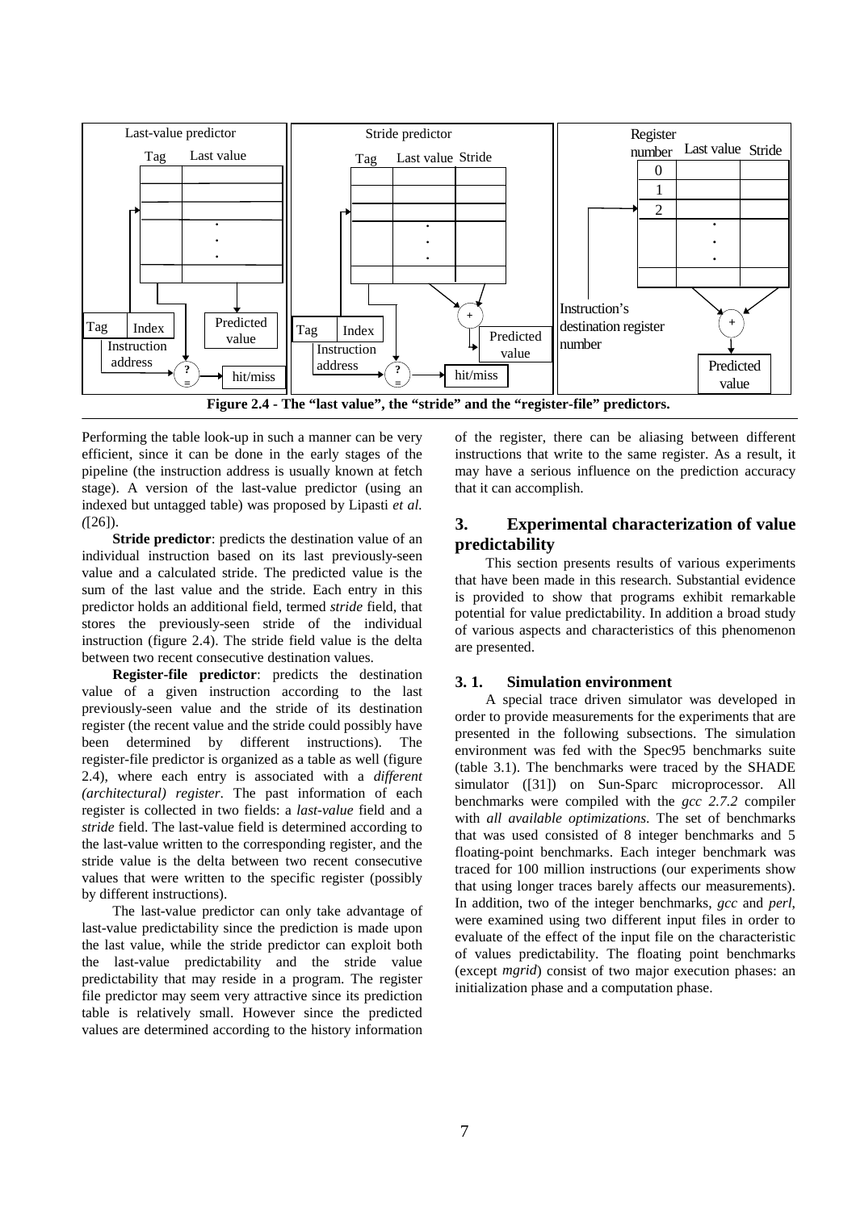Figure 2.4 - The "last value", the "stride" and the "register-file" predictors.

Performing the table look-up in such a manner can be very efficient, since it can be done in the early stages of the pipeline (the instruction address is usually known at fetch stage). A version of the last-value predictor (using an indexed but untagged table) was proposed by Lipasti *et al.* ([26]).

**Stride predictor**: predicts the destination value of an individual instruction based on its last previously-seen value and a calculated stride. The predicted value is the sum of the last value and the stride. Each entry in this predictor holds an additional field, termed *stride* field, that stores the previously-seen stride of the individual instruction (figure 2.4). The stride field value is the delta between two recent consecutive destination values.

**Register-file predictor**: predicts the destination value of a given instruction according to the last previously-seen value and the stride of its destination register (the recent value and the stride could possibly have been determined by different instructions). The register-file predictor is organized as a table as well (figure 2.4), where each entry is associated with a *different (architectural) register*. The past information of each register is collected in two fields: a *last-value* field and a *stride* field. The last-value field is determined according to the last-value written to the corresponding register, and the stride value is the delta between two recent consecutive values that were written to the specific register (possibly by different instructions).

The last-value predictor can only take advantage of last-value predictability since the prediction is made upon the last value, while the stride predictor can exploit both the last-value predictability and the stride value predictability that may reside in a program. The register file predictor may seem very attractive since its prediction table is relatively small. However since the predicted values are determined according to the history information of the register, there can be aliasing between different instructions that write to the same register. As a result, it may have a serious influence on the prediction accuracy that it can accomplish.

## 3. Experimental characterization of value predictability

This section presents results of various experiments that have been made in this research. Substantial evidence is provided to show that programs exhibit remarkable potential for value predictability. In addition a broad study of various aspects and characteristics of this phenomenon are presented.

### 3. 1. Simulation environment

A special trace driven simulator was developed in order to provide measurements for the experiments that are presented in the following subsections. The simulation environment was fed with the Spec95 benchmarks suite (table 3.1). The benchmarks were traced by the SHADE simulator ([31]) on Sun-Sparc microprocessor. All benchmarks were compiled with the *gcc 2.7.2* compiler with *all available optimizations*. The set of benchmarks that was used consisted of 8 integer benchmarks and 5 floating-point benchmarks. Each integer benchmark was traced for 100 million instructions (our experiments show that using longer traces barely affects our measurements). In addition, two of the integer benchmarks, *gcc* and *perl*, were examined using two different input files in order to evaluate of the effect of the input file on the characteristic of values predictability. The floating point benchmarks (except *mgrid*) consist of two major execution phases: an initialization phase and a computation phase.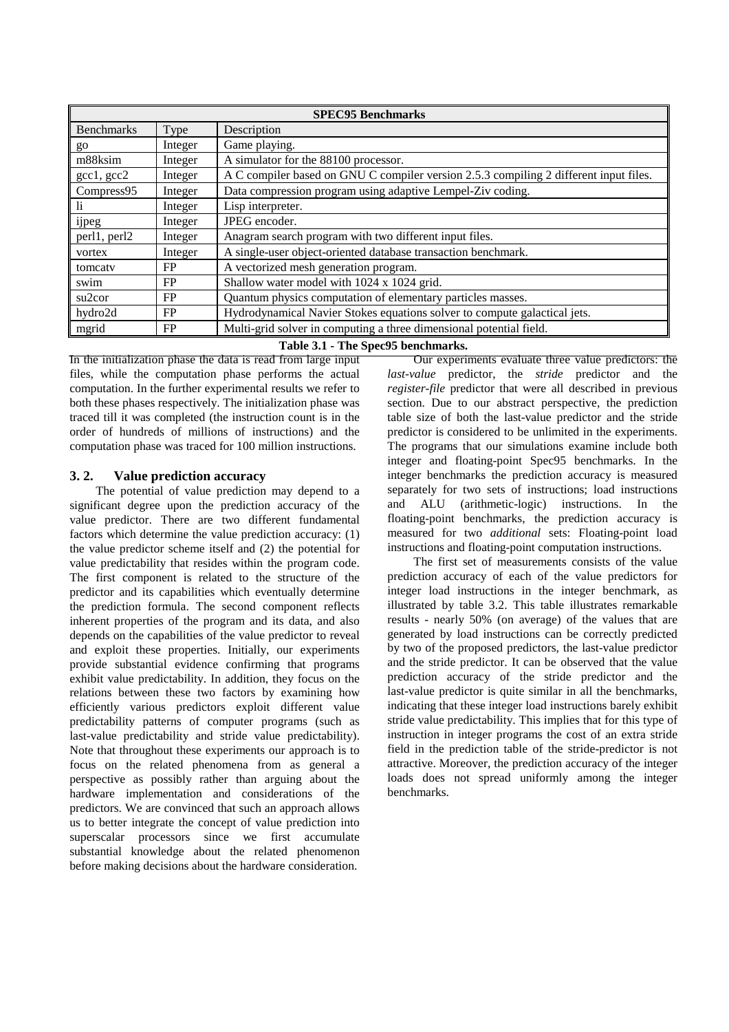| SPEC95 Benchmarks | | |
|---|---|---|
| Benchmarks | Type | Description |
| go | Integer | Game playing. |
| m88ksim | Integer | A simulator for the 88100 processor. |
| gcc1, gcc2 | Integer | A C compiler based on GNU C compiler version 2.5.3 compiling 2 different input files. |
| Compress95 | Integer | Data compression program using adaptive Lempel-Ziv coding. |
| li | Integer | Lisp interpreter. |
| ijpeg | Integer | JPEG encoder. |
| perl1, perl2 | Integer | Anagram search program with two different input files. |
| vortex | Integer | A single-user object-oriented database transaction benchmark. |
| tomcatv | FP | A vectorized mesh generation program. |
| swim | FP | Shallow water model with 1024 x 1024 grid. |
| su2cor | FP | Quantum physics computation of elementary particles masses. |
| hydro2d | FP | Hydrodynamical Navier Stokes equations solver to compute galactical jets. |
| mgrid | FP | Multi-grid solver in computing a three dimensional potential field. |

**Table 3.1 - The Spec95 benchmarks.**

In the initialization phase the data is read from large input files, while the computation phase performs the actual computation. In the further experimental results we refer to both these phases respectively. The initialization phase was traced till it was completed (the instruction count is in the order of hundreds of millions of instructions) and the computation phase was traced for 100 million instructions.

### 3. 2. Value prediction accuracy

The potential of value prediction may depend to a significant degree upon the prediction accuracy of the value predictor. There are two different fundamental factors which determine the value prediction accuracy: (1) the value predictor scheme itself and (2) the potential for value predictability that resides within the program code. The first component is related to the structure of the predictor and its capabilities which eventually determine the prediction formula. The second component reflects inherent properties of the program and its data, and also depends on the capabilities of the value predictor to reveal and exploit these properties. Initially, our experiments provide substantial evidence confirming that programs exhibit value predictability. In addition, they focus on the relations between these two factors by examining how efficiently various predictors exploit different value predictability patterns of computer programs (such as last-value predictability and stride value predictability). Note that throughout these experiments our approach is to focus on the related phenomena from as general a perspective as possibly rather than arguing about the hardware implementation and considerations of the predictors. We are convinced that such an approach allows us to better integrate the concept of value prediction into superscalar processors since we first accumulate substantial knowledge about the related phenomenon before making decisions about the hardware consideration.

Our experiments evaluate three value predictors: the *last-value* predictor, the *stride* predictor and the *register-file* predictor that were all described in previous section. Due to our abstract perspective, the prediction table size of both the last-value predictor and the stride predictor is considered to be unlimited in the experiments. The programs that our simulations examine include both integer and floating-point Spec95 benchmarks. In the integer benchmarks the prediction accuracy is measured separately for two sets of instructions; load instructions and ALU (arithmetic-logic) instructions. In the floating-point benchmarks, the prediction accuracy is measured for two *additional* sets: Floating-point load instructions and floating-point computation instructions.

The first set of measurements consists of the value prediction accuracy of each of the value predictors for integer load instructions in the integer benchmark, as illustrated by table 3.2. This table illustrates remarkable results - nearly 50% (on average) of the values that are generated by load instructions can be correctly predicted by two of the proposed predictors, the last-value predictor and the stride predictor. It can be observed that the value prediction accuracy of the stride predictor and the last-value predictor is quite similar in all the benchmarks, indicating that these integer load instructions barely exhibit stride value predictability. This implies that for this type of instruction in integer programs the cost of an extra stride field in the prediction table of the stride-predictor is not attractive. Moreover, the prediction accuracy of the integer loads does not spread uniformly among the integer benchmarks.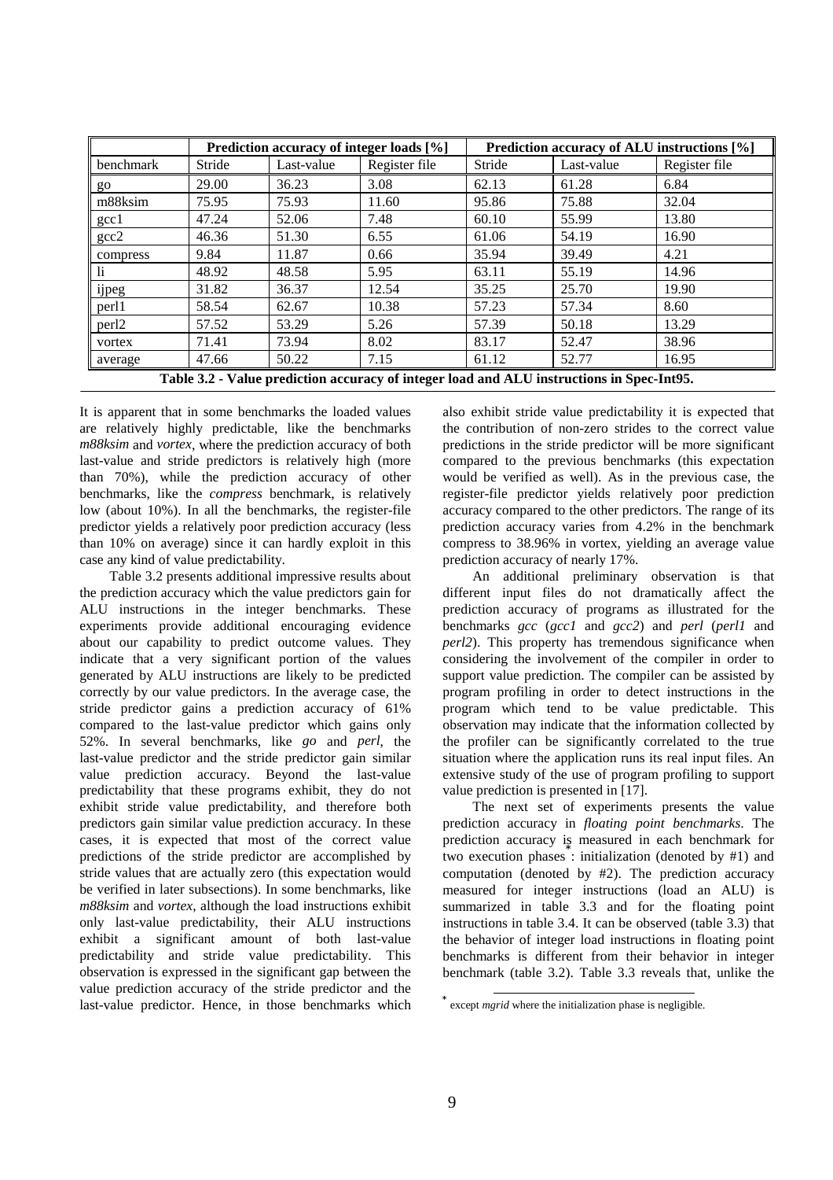| | Prediction accuracy of integer loads [%] | | | Prediction accuracy of ALU instructions [%] | | |
|---|---|---|---|---|---|---|
| benchmark | Stride | Last-value | Register file | Stride | Last-value | Register file |
| go | 29.00 | 36.23 | 3.08 | 62.13 | 61.28 | 6.84 |
| m88ksim | 75.95 | 75.93 | 11.60 | 95.86 | 75.88 | 32.04 |
| gcc1 | 47.24 | 52.06 | 7.48 | 60.10 | 55.99 | 13.80 |
| gcc2 | 46.36 | 51.30 | 6.55 | 61.06 | 54.19 | 16.90 |
| compress | 9.84 | 11.87 | 0.66 | 35.94 | 39.49 | 4.21 |
| li | 48.92 | 48.58 | 5.95 | 63.11 | 55.19 | 14.96 |
| ijpeg | 31.82 | 36.37 | 12.54 | 35.25 | 25.70 | 19.90 |
| perl1 | 58.54 | 62.67 | 10.38 | 57.23 | 57.34 | 8.60 |
| perl2 | 57.52 | 53.29 | 5.26 | 57.39 | 50.18 | 13.29 |
| vortex | 71.41 | 73.94 | 8.02 | 83.17 | 52.47 | 38.96 |
| average | 47.66 | 50.22 | 7.15 | 61.12 | 52.77 | 16.95 |

**Table 3.2 - Value prediction accuracy of integer load and ALU instructions in Spec-Int95.**

It is apparent that in some benchmarks the loaded values are relatively highly predictable, like the benchmarks *m88ksim* and *vortex*, where the prediction accuracy of both last-value and stride predictors is relatively high (more than 70%), while the prediction accuracy of other benchmarks, like the *compress* benchmark, is relatively low (about 10%). In all the benchmarks, the register-file predictor yields a relatively poor prediction accuracy (less than 10% on average) since it can hardly exploit in this case any kind of value predictability.

Table 3.2 presents additional impressive results about the prediction accuracy which the value predictors gain for ALU instructions in the integer benchmarks. These experiments provide additional encouraging evidence about our capability to predict outcome values. They indicate that a very significant portion of the values generated by ALU instructions are likely to be predicted correctly by our value predictors. In the average case, the stride predictor gains a prediction accuracy of 61% compared to the last-value predictor which gains only 52%. In several benchmarks, like *go* and *perl*, the last-value predictor and the stride predictor gain similar value prediction accuracy. Beyond the last-value predictability that these programs exhibit, they do not exhibit stride value predictability, and therefore both predictors gain similar value prediction accuracy. In these cases, it is expected that most of the correct value predictions of the stride predictor are accomplished by stride values that are actually zero (this expectation would be verified in later subsections). In some benchmarks, like *m88ksim* and *vortex*, although the load instructions exhibit only last-value predictability, their ALU instructions exhibit a significant amount of both last-value predictability and stride value predictability. This observation is expressed in the significant gap between the value prediction accuracy of the stride predictor and the last-value predictor. Hence, in those benchmarks which also exhibit stride value predictability it is expected that the contribution of non-zero strides to the correct value predictions in the stride predictor will be more significant compared to the previous benchmarks (this expectation would be verified as well). As in the previous case, the register-file predictor yields relatively poor prediction accuracy compared to the other predictors. The range of its prediction accuracy varies from 4.2% in the benchmark compress to 38.96% in vortex, yielding an average value prediction accuracy of nearly 17%.

An additional preliminary observation is that different input files do not dramatically affect the prediction accuracy of programs as illustrated for the benchmarks *gcc* (*gcc1* and *gcc2*) and *perl* (*perl1* and *perl2*). This property has tremendous significance when considering the involvement of the compiler in order to support value prediction. The compiler can be assisted by program profiling in order to detect instructions in the program which tend to be value predictable. This observation may indicate that the information collected by the profiler can be significantly correlated to the true situation where the application runs its real input files. An extensive study of the use of program profiling to support value prediction is presented in [17].

The next set of experiments presents the value prediction accuracy in *floating point benchmarks*. The prediction accuracy is measured in each benchmark for two execution phases*: initialization (denoted by #1) and computation (denoted by #2). The prediction accuracy measured for integer instructions (load an ALU) is summarized in table 3.3 and for the floating point instructions in table 3.4. It can be observed (table 3.3) that the behavior of integer load instructions in floating point benchmarks is different from their behavior in integer benchmark (table 3.2). Table 3.3 reveals that, unlike the

* except *mgrid* where the initialization phase is negligible.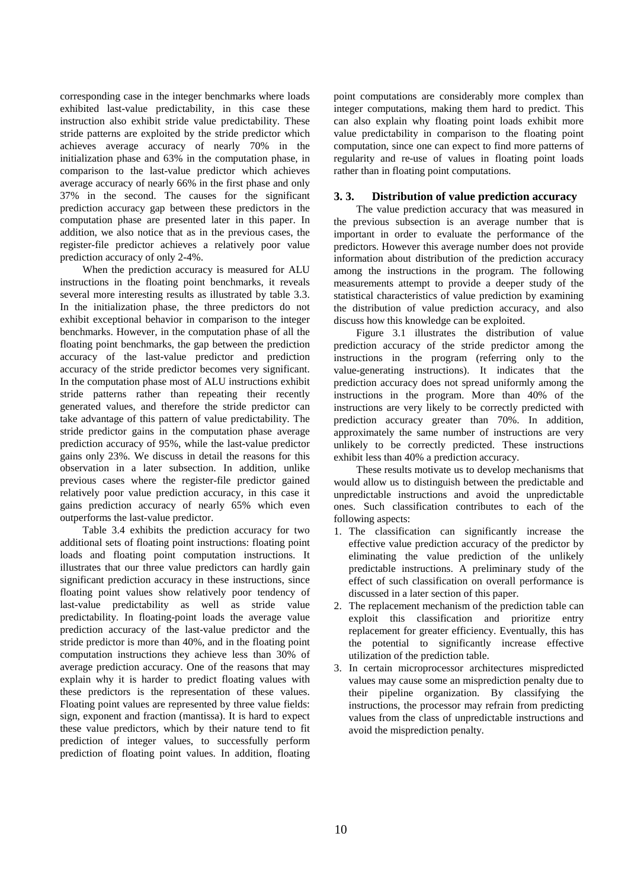corresponding case in the integer benchmarks where loads exhibited last-value predictability, in this case these instruction also exhibit stride value predictability. These stride patterns are exploited by the stride predictor which achieves average accuracy of nearly 70% in the initialization phase and 63% in the computation phase, in comparison to the last-value predictor which achieves average accuracy of nearly 66% in the first phase and only 37% in the second. The causes for the significant prediction accuracy gap between these predictors in the computation phase are presented later in this paper. In addition, we also notice that as in the previous cases, the register-file predictor achieves a relatively poor value prediction accuracy of only 2-4%.

When the prediction accuracy is measured for ALU instructions in the floating point benchmarks, it reveals several more interesting results as illustrated by table 3.3. In the initialization phase, the three predictors do not exhibit exceptional behavior in comparison to the integer benchmarks. However, in the computation phase of all the floating point benchmarks, the gap between the prediction accuracy of the last-value predictor and prediction accuracy of the stride predictor becomes very significant. In the computation phase most of ALU instructions exhibit stride patterns rather than repeating their recently generated values, and therefore the stride predictor can take advantage of this pattern of value predictability. The stride predictor gains in the computation phase average prediction accuracy of 95%, while the last-value predictor gains only 23%. We discuss in detail the reasons for this observation in a later subsection. In addition, unlike previous cases where the register-file predictor gained relatively poor value prediction accuracy, in this case it gains prediction accuracy of nearly 65% which even outperforms the last-value predictor.

Table 3.4 exhibits the prediction accuracy for two additional sets of floating point instructions: floating point loads and floating point computation instructions. It illustrates that our three value predictors can hardly gain significant prediction accuracy in these instructions, since floating point values show relatively poor tendency of last-value predictability as well as stride value predictability. In floating-point loads the average value prediction accuracy of the last-value predictor and the stride predictor is more than 40%, and in the floating point computation instructions they achieve less than 30% of average prediction accuracy. One of the reasons that may explain why it is harder to predict floating values with these predictors is the representation of these values. Floating point values are represented by three value fields: sign, exponent and fraction (mantissa). It is hard to expect these value predictors, which by their nature tend to fit prediction of integer values, to successfully perform prediction of floating point values. In addition, floating point computations are considerably more complex than integer computations, making them hard to predict. This can also explain why floating point loads exhibit more value predictability in comparison to the floating point computation, since one can expect to find more patterns of regularity and re-use of values in floating point loads rather than in floating point computations.

### 3. 3. Distribution of value prediction accuracy

The value prediction accuracy that was measured in the previous subsection is an average number that is important in order to evaluate the performance of the predictors. However this average number does not provide information about distribution of the prediction accuracy among the instructions in the program. The following measurements attempt to provide a deeper study of the statistical characteristics of value prediction by examining the distribution of value prediction accuracy, and also discuss how this knowledge can be exploited.

Figure 3.1 illustrates the distribution of value prediction accuracy of the stride predictor among the instructions in the program (referring only to the value-generating instructions). It indicates that the prediction accuracy does not spread uniformly among the instructions in the program. More than 40% of the instructions are very likely to be correctly predicted with prediction accuracy greater than 70%. In addition, approximately the same number of instructions are very unlikely to be correctly predicted. These instructions exhibit less than 40% a prediction accuracy.

These results motivate us to develop mechanisms that would allow us to distinguish between the predictable and unpredictable instructions and avoid the unpredictable ones. Such classification contributes to each of the following aspects:

1. The classification can significantly increase the effective value prediction accuracy of the predictor by eliminating the value prediction of the unlikely predictable instructions. A preliminary study of the effect of such classification on overall performance is discussed in a later section of this paper.
2. The replacement mechanism of the prediction table can exploit this classification and prioritize entry replacement for greater efficiency. Eventually, this has the potential to significantly increase effective utilization of the prediction table.
3. In certain microprocessor architectures mispredicted values may cause some an misprediction penalty due to their pipeline organization. By classifying the instructions, the processor may refrain from predicting values from the class of unpredictable instructions and avoid the misprediction penalty.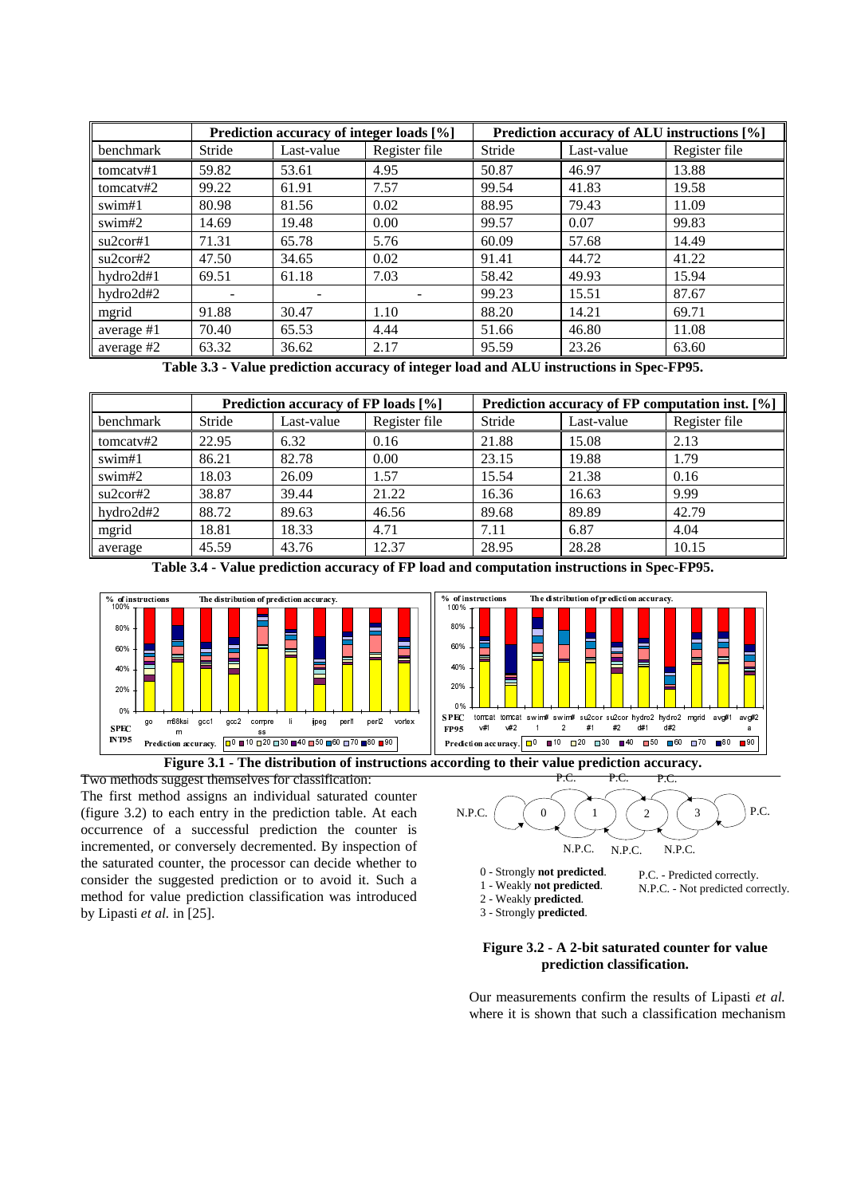| | Prediction accuracy of integer loads [%] | | | Prediction accuracy of ALU instructions [%] | | |
|---|---|---|---|---|---|---|
| benchmark | Stride | Last-value | Register file | Stride | Last-value | Register file |
| tomcatv#1 | 59.82 | 53.61 | 4.95 | 50.87 | 46.97 | 13.88 |
| tomcatv#2 | 99.22 | 61.91 | 7.57 | 99.54 | 41.83 | 19.58 |
| swim#1 | 80.98 | 81.56 | 0.02 | 88.95 | 79.43 | 11.09 |
| swim#2 | 14.69 | 19.48 | 0.00 | 99.57 | 0.07 | 99.83 |
| su2cor#1 | 71.31 | 65.78 | 5.76 | 60.09 | 57.68 | 14.49 |
| su2cor#2 | 47.50 | 34.65 | 0.02 | 91.41 | 44.72 | 41.22 |
| hydro2d#1 | 69.51 | 61.18 | 7.03 | 58.42 | 49.93 | 15.94 |
| hydro2d#2 | - | - | - | 99.23 | 15.51 | 87.67 |
| mgrid | 91.88 | 30.47 | 1.10 | 88.20 | 14.21 | 69.71 |
| average #1 | 70.40 | 65.53 | 4.44 | 51.66 | 46.80 | 11.08 |
| average #2 | 63.32 | 36.62 | 2.17 | 95.59 | 23.26 | 63.60 |

**Table 3.3 - Value prediction accuracy of integer load and ALU instructions in Spec-FP95.**

| | Prediction accuracy of FP loads [%] | | | Prediction accuracy of FP computation inst. [%] | | |
|---|---|---|---|---|---|---|
| benchmark | Stride | Last-value | Register file | Stride | Last-value | Register file |
| tomcatv#2 | 22.95 | 6.32 | 0.16 | 21.88 | 15.08 | 2.13 |
| swim#1 | 86.21 | 82.78 | 0.00 | 23.15 | 19.88 | 1.79 |
| swim#2 | 18.03 | 26.09 | 1.57 | 15.54 | 21.38 | 0.16 |
| su2cor#2 | 38.87 | 39.44 | 21.22 | 16.36 | 16.63 | 9.99 |
| hydro2d#2 | 88.72 | 89.63 | 46.56 | 89.68 | 89.89 | 42.79 |
| mgrid | 18.81 | 18.33 | 4.71 | 7.11 | 6.87 | 4.04 |
| average | 45.59 | 43.76 | 12.37 | 28.95 | 28.28 | 10.15 |

**Table 3.4 - Value prediction accuracy of FP load and computation instructions in Spec-FP95.**

**Figure 3.1 - The distribution of instructions according to their value prediction accuracy.**

Two methods suggest themselves for classification:

The first method assigns an individual saturated counter (figure 3.2) to each entry in the prediction table. At each occurrence of a successful prediction the counter is incremented, or conversely decremented. By inspection of the saturated counter, the processor can decide whether to consider the suggested prediction or to avoid it. Such a method for value prediction classification was introduced by Lipasti *et al.* in [25].

0 - Strongly **not predicted**.
1 - Weakly **not predicted**.
2 - Weakly **predicted**.
3 - Strongly **predicted**.

P.C. - Predicted correctly.
N.P.C. - Not predicted correctly.

**Figure 3.2 - A 2-bit saturated counter for value prediction classification.**

Our measurements confirm the results of Lipasti *et al.* where it is shown that such a classification mechanism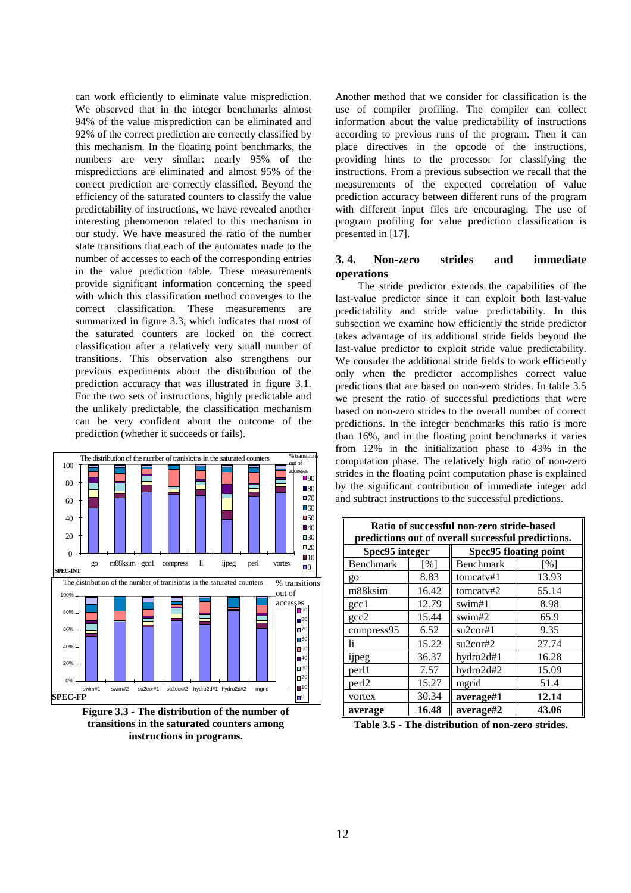can work efficiently to eliminate value misprediction. We observed that in the integer benchmarks almost 94% of the value misprediction can be eliminated and 92% of the correct prediction are correctly classified by this mechanism. In the floating point benchmarks, the numbers are very similar: nearly 95% of the mispredictions are eliminated and almost 95% of the correct prediction are correctly classified. Beyond the efficiency of the saturated counters to classify the value predictability of instructions, we have revealed another interesting phenomenon related to this mechanism in our study. We have measured the ratio of the number state transitions that each of the automates made to the number of accesses to each of the corresponding entries in the value prediction table. These measurements provide significant information concerning the speed with which this classification method converges to the correct classification. These measurements are summarized in figure 3.3, which indicates that most of the saturated counters are locked on the correct classification after a relatively very small number of transitions. This observation also strengthens our previous experiments about the distribution of the prediction accuracy that was illustrated in figure 3.1. For the two sets of instructions, highly predictable and the unlikely predictable, the classification mechanism can be very confident about the outcome of the prediction (whether it succeeds or fails).

**Figure 3.3 - The distribution of the number of transitions in the saturated counters among instructions in programs.**

Another method that we consider for classification is the use of compiler profiling. The compiler can collect information about the value predictability of instructions according to previous runs of the program. Then it can place directives in the opcode of the instructions, providing hints to the processor for classifying the instructions. From a previous subsection we recall that the measurements of the expected correlation of value prediction accuracy between different runs of the program with different input files are encouraging. The use of program profiling for value prediction classification is presented in [17].

### 3. 4. Non-zero strides and immediate operations

The stride predictor extends the capabilities of the last-value predictor since it can exploit both last-value predictability and stride value predictability. In this subsection we examine how efficiently the stride predictor takes advantage of its additional stride fields beyond the last-value predictor to exploit stride value predictability. We consider the additional stride fields to work efficiently only when the predictor accomplishes correct value predictions that are based on non-zero strides. In table 3.5 we present the ratio of successful predictions that were based on non-zero strides to the overall number of correct predictions. In the integer benchmarks this ratio is more than 16%, and in the floating point benchmarks it varies from 12% in the initialization phase to 43% in the computation phase. The relatively high ratio of non-zero strides in the floating point computation phase is explained by the significant contribution of immediate integer add and subtract instructions to the successful predictions.

| **Ratio of successful non-zero stride-based predictions out of overall successful predictions.** | | | |
|---|---|---|---|
| **Spec95 integer** | | **Spec95 floating point** | |
| Benchmark | [%] | Benchmark | [%] |
| go | 8.83 | tomcatv#1 | 13.93 |
| m88ksim | 16.42 | tomcatv#2 | 55.14 |
| gcc1 | 12.79 | swim#1 | 8.98 |
| gcc2 | 15.44 | swim#2 | 65.9 |
| compress95 | 6.52 | su2cor#1 | 9.35 |
| li | 15.22 | su2cor#2 | 27.74 |
| ijpeg | 36.37 | hydro2d#1 | 16.28 |
| perl1 | 7.57 | hydro2d#2 | 15.09 |
| perl2 | 15.27 | mgrid | 51.4 |
| vortex | 30.34 | **average#1** | **12.14** |
| **average** | **16.48** | **average#2** | **43.06** |

**Table 3.5 - The distribution of non-zero strides.**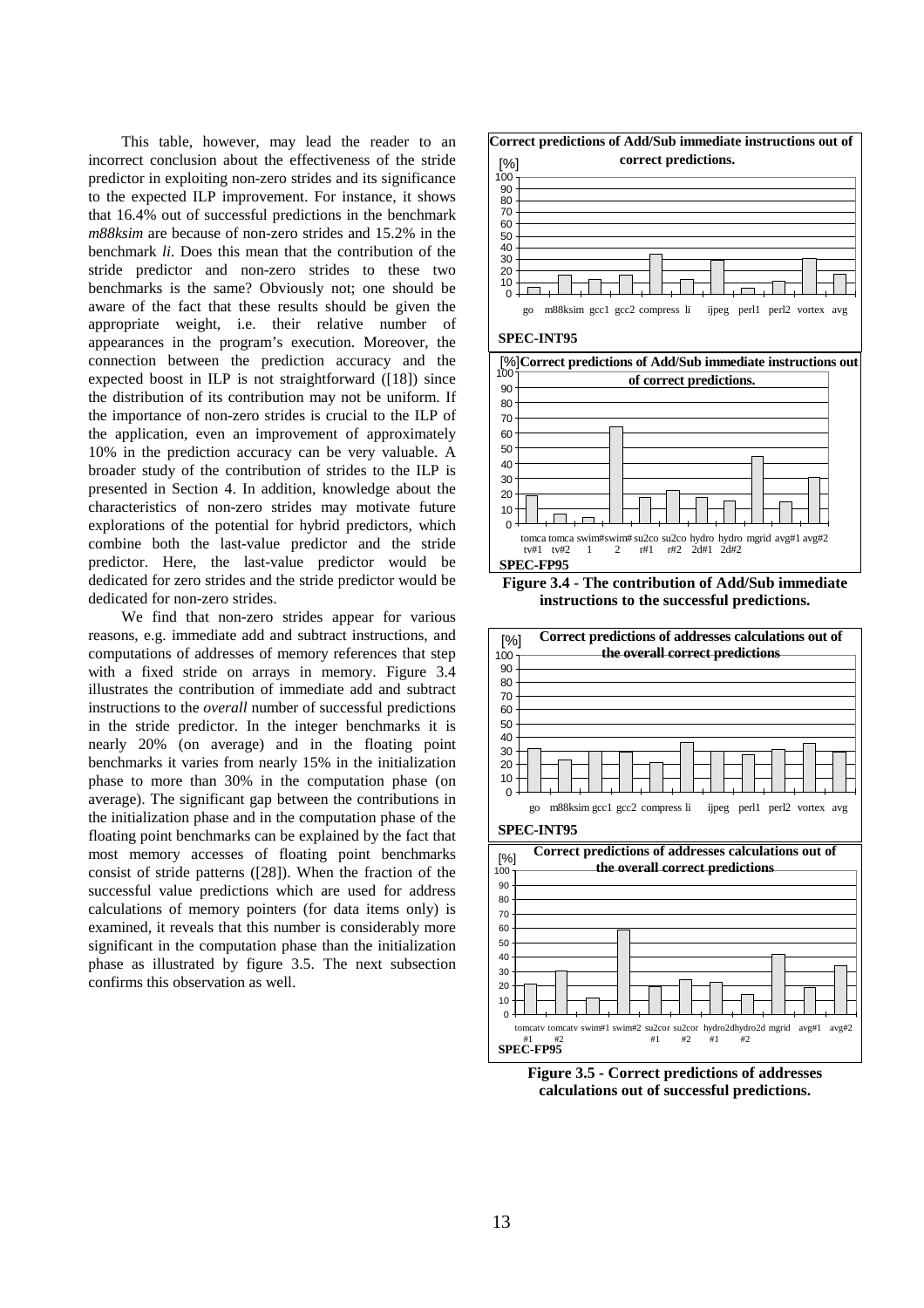This table, however, may lead the reader to an incorrect conclusion about the effectiveness of the stride predictor in exploiting non-zero strides and its significance to the expected ILP improvement. For instance, it shows that 16.4% out of successful predictions in the benchmark *m88ksim* are because of non-zero strides and 15.2% in the benchmark *li*. Does this mean that the contribution of the stride predictor and non-zero strides to these two benchmarks is the same? Obviously not; one should be aware of the fact that these results should be given the appropriate weight, i.e. their relative number of appearances in the program's execution. Moreover, the connection between the prediction accuracy and the expected boost in ILP is not straightforward ([18]) since the distribution of its contribution may not be uniform. If the importance of non-zero strides is crucial to the ILP of the application, even an improvement of approximately 10% in the prediction accuracy can be very valuable. A broader study of the contribution of strides to the ILP is presented in Section 4. In addition, knowledge about the characteristics of non-zero strides may motivate future explorations of the potential for hybrid predictors, which combine both the last-value predictor and the stride predictor. Here, the last-value predictor would be dedicated for zero strides and the stride predictor would be dedicated for non-zero strides.

We find that non-zero strides appear for various reasons, e.g. immediate add and subtract instructions, and computations of addresses of memory references that step with a fixed stride on arrays in memory. Figure 3.4 illustrates the contribution of immediate add and subtract instructions to the *overall* number of successful predictions in the stride predictor. In the integer benchmarks it is nearly 20% (on average) and in the floating point benchmarks it varies from nearly 15% in the initialization phase to more than 30% in the computation phase (on average). The significant gap between the contributions in the initialization phase and in the computation phase of the floating point benchmarks can be explained by the fact that most memory accesses of floating point benchmarks consist of stride patterns ([28]). When the fraction of the successful value predictions which are used for address calculations of memory pointers (for data items only) is examined, it reveals that this number is considerably more significant in the computation phase than the initialization phase as illustrated by figure 3.5. The next subsection confirms this observation as well.

**Figure 3.4 - The contribution of Add/Sub immediate instructions to the successful predictions.**

**Figure 3.5 - Correct predictions of addresses calculations out of successful predictions.**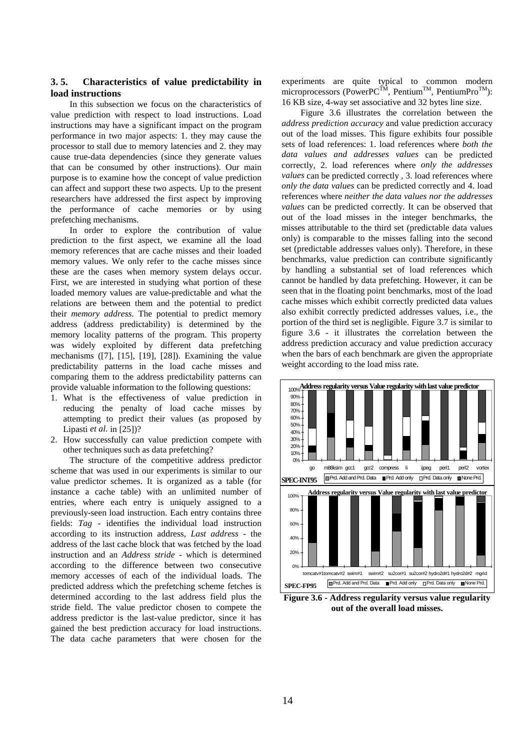### 3. 5. Characteristics of value predictability in load instructions

In this subsection we focus on the characteristics of value prediction with respect to load instructions. Load instructions may have a significant impact on the program performance in two major aspects: 1. they may cause the processor to stall due to memory latencies and 2. they may cause true-data dependencies (since they generate values that can be consumed by other instructions). Our main purpose is to examine how the concept of value prediction can affect and support these two aspects. Up to the present researchers have addressed the first aspect by improving the performance of cache memories or by using prefetching mechanisms.

In order to explore the contribution of value prediction to the first aspect, we examine all the load memory references that are cache misses and their loaded memory values. We only refer to the cache misses since these are the cases when memory system delays occur. First, we are interested in studying what portion of these loaded memory values are value-predictable and what the relations are between them and the potential to predict their *memory address*. The potential to predict memory address (address predictability) is determined by the memory locality patterns of the program. This property was widely exploited by different data prefetching mechanisms ([7], [15], [19], [28]). Examining the value predictability patterns in the load cache misses and comparing them to the address predictability patterns can provide valuable information to the following questions:

1. What is the effectiveness of value prediction in reducing the penalty of load cache misses by attempting to predict their values (as proposed by Lipasti *et al.* in [25])?
2. How successfully can value prediction compete with other techniques such as data prefetching?

The structure of the competitive address predictor scheme that was used in our experiments is similar to our value predictor schemes. It is organized as a table (for instance a cache table) with an unlimited number of entries, where each entry is uniquely assigned to a previously-seen load instruction. Each entry contains three fields: *Tag* - identifies the individual load instruction according to its instruction address, *Last address* - the address of the last cache block that was fetched by the load instruction and an *Address stride* - which is determined according to the difference between two consecutive memory accesses of each of the individual loads. The predicted address which the prefetching scheme fetches is determined according to the last address field plus the stride field. The value predictor chosen to compete the address predictor is the last-value predictor, since it has gained the best prediction accuracy for load instructions. The data cache parameters that were chosen for the experiments are quite typical to common modern microprocessors (PowerPC™, Pentium™, PentiumPro™): 16 KB size, 4-way set associative and 32 bytes line size.

Figure 3.6 illustrates the correlation between the *address prediction accuracy* and value prediction accuracy out of the load misses. This figure exhibits four possible sets of load references: 1. load references where *both the data values and addresses values* can be predicted correctly, 2. load references where *only the addresses values* can be predicted correctly , 3. load references where *only the data values* can be predicted correctly and 4. load references where *neither the data values nor the addresses values* can be predicted correctly. It can be observed that out of the load misses in the integer benchmarks, the misses attributable to the third set (predictable data values only) is comparable to the misses falling into the second set (predictable addresses values only). Therefore, in these benchmarks, value prediction can contribute significantly by handling a substantial set of load references which cannot be handled by data prefetching. However, it can be seen that in the floating point benchmarks, most of the load cache misses which exhibit correctly predicted data values also exhibit correctly predicted addresses values, i.e., the portion of the third set is negligible. Figure 3.7 is similar to figure 3.6 - it illustrates the correlation between the address prediction accuracy and value prediction accuracy when the bars of each benchmark are given the appropriate weight according to the load miss rate.

**Figure 3.6 - Address regularity versus value regularity out of the overall load misses.**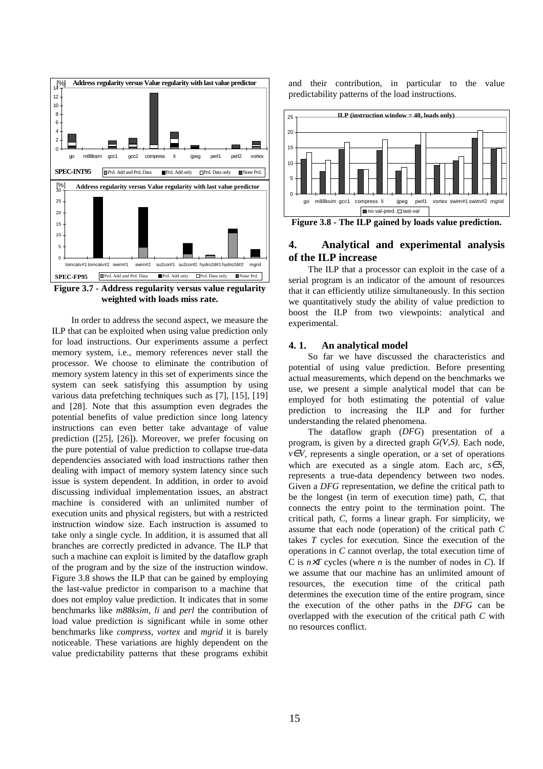**Figure 3.7 - Address regularity versus value regularity weighted with loads miss rate.**

In order to address the second aspect, we measure the ILP that can be exploited when using value prediction only for load instructions. Our experiments assume a perfect memory system, i.e., memory references never stall the processor. We choose to eliminate the contribution of memory system latency in this set of experiments since the system can seek satisfying this assumption by using various data prefetching techniques such as [7], [15], [19] and [28]. Note that this assumption even degrades the potential benefits of value prediction since long latency instructions can even better take advantage of value prediction ([25], [26]). Moreover, we prefer focusing on the pure potential of value prediction to collapse true-data dependencies associated with load instructions rather then dealing with impact of memory system latency since such issue is system dependent. In addition, in order to avoid discussing individual implementation issues, an abstract machine is considered with an unlimited number of execution units and physical registers, but with a restricted instruction window size. Each instruction is assumed to take only a single cycle. In addition, it is assumed that all branches are correctly predicted in advance. The ILP that such a machine can exploit is limited by the dataflow graph of the program and by the size of the instruction window. Figure 3.8 shows the ILP that can be gained by employing the last-value predictor in comparison to a machine that does not employ value prediction. It indicates that in some benchmarks like *m88ksim*, *li* and *perl* the contribution of load value prediction is significant while in some other benchmarks like *compress*, *vortex* and *mgrid* it is barely noticeable. These variations are highly dependent on the value predictability patterns that these programs exhibit and their contribution, in particular to the value predictability patterns of the load instructions.

**Figure 3.8 - The ILP gained by loads value prediction.**

## 4. Analytical and experimental analysis of the ILP increase

The ILP that a processor can exploit in the case of a serial program is an indicator of the amount of resources that it can efficiently utilize simultaneously. In this section we quantitatively study the ability of value prediction to boost the ILP from two viewpoints: analytical and experimental.

### 4. 1. An analytical model

So far we have discussed the characteristics and potential of using value prediction. Before presenting actual measurements, which depend on the benchmarks we use, we present a simple analytical model that can be employed for both estimating the potential of value prediction to increasing the ILP and for further understanding the related phenomena.

The dataflow graph (*DFG*) presentation of a program, is given by a directed graph $G(V,S)$. Each node, $v \in V$, represents a single operation, or a set of operations which are executed as a single atom. Each arc, $s \in S$, represents a true-data dependency between two nodes. Given a *DFG* representation, we define the critical path to be the longest (in term of execution time) path, $C$, that connects the entry point to the termination point. The critical path, $C$, forms a linear graph. For simplicity, we assume that each node (operation) of the critical path $C$ takes $T$ cycles for execution. Since the execution of the operations in $C$ cannot overlap, the total execution time of C is $n \times T$ cycles (where $n$ is the number of nodes in $C$). If we assume that our machine has an unlimited amount of resources, the execution time of the critical path determines the execution time of the entire program, since the execution of the other paths in the *DFG* can be overlapped with the execution of the critical path $C$ with no resources conflict.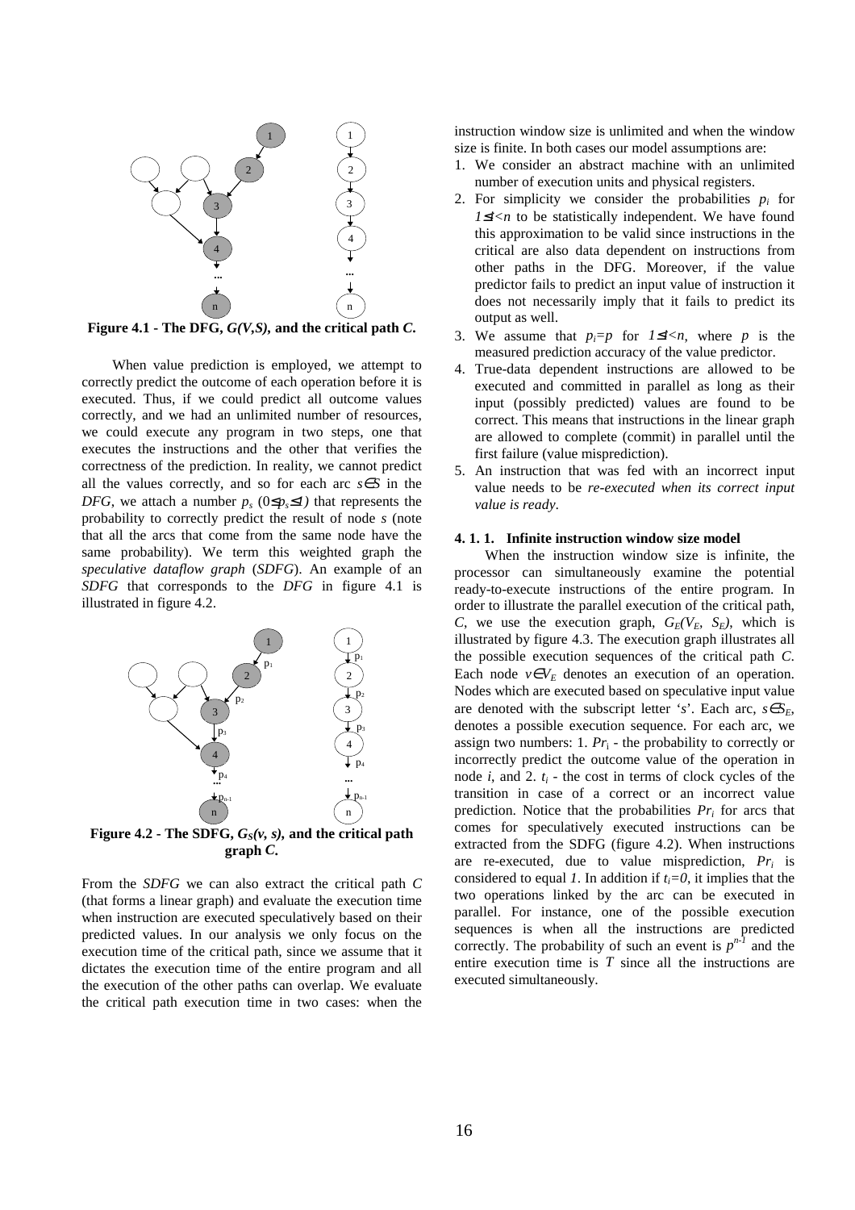**Figure 4.1 - The DFG, *G(V,S)*, and the critical path *C*.**

When value prediction is employed, we attempt to correctly predict the outcome of each operation before it is executed. Thus, if we could predict all outcome values correctly, and we had an unlimited number of resources, we could execute any program in two steps, one that executes the instructions and the other that verifies the correctness of the prediction. In reality, we cannot predict all the values correctly, and so for each arc $s \in S$ in the *DFG*, we attach a number $p_s$ ($0 \leq p_s \leq 1$) that represents the probability to correctly predict the result of node *s* (note that all the arcs that come from the same node have the same probability). We term this weighted graph the *speculative dataflow graph* (*SDFG*). An example of an *SDFG* that corresponds to the *DFG* in figure 4.1 is illustrated in figure 4.2.

**Figure 4.2 - The SDFG, $G_S(v, s)$, and the critical path graph *C*.**

From the *SDFG* we can also extract the critical path *C* (that forms a linear graph) and evaluate the execution time when instruction are executed speculatively based on their predicted values. In our analysis we only focus on the execution time of the critical path, since we assume that it dictates the execution time of the entire program and all the execution of the other paths can overlap. We evaluate the critical path execution time in two cases: when the instruction window size is unlimited and when the window size is finite. In both cases our model assumptions are:

1. We consider an abstract machine with an unlimited number of execution units and physical registers.
2. For simplicity we consider the probabilities $p_i$ for $1 \leq i < n$ to be statistically independent. We have found this approximation to be valid since instructions in the critical are also data dependent on instructions from other paths in the DFG. Moreover, if the value predictor fails to predict an input value of instruction it does not necessarily imply that it fails to predict its output as well.
3. We assume that $p_i = p$ for $1 \leq i < n$, where *p* is the measured prediction accuracy of the value predictor.
4. True-data dependent instructions are allowed to be executed and committed in parallel as long as their input (possibly predicted) values are found to be correct. This means that instructions in the linear graph are allowed to complete (commit) in parallel until the first failure (value misprediction).
5. An instruction that was fed with an incorrect input value needs to be *re-executed when its correct input value is ready*.

### 4. 1. 1. Infinite instruction window size model

When the instruction window size is infinite, the processor can simultaneously examine the potential ready-to-execute instructions of the entire program. In order to illustrate the parallel execution of the critical path, *C*, we use the execution graph, $G_E(V_E, S_E)$, which is illustrated by figure 4.3. The execution graph illustrates all the possible execution sequences of the critical path *C*. Each node $v \in V_E$ denotes an execution of an operation. Nodes which are executed based on speculative input value are denoted with the subscript letter '*s*'. Each arc, $s \in S_E$, denotes a possible execution sequence. For each arc, we assign two numbers: 1. $Pr_i$ - the probability to correctly or incorrectly predict the outcome value of the operation in node *i*, and 2. $t_i$ - the cost in terms of clock cycles of the transition in case of a correct or an incorrect value prediction. Notice that the probabilities $Pr_i$ for arcs that comes for speculatively executed instructions can be extracted from the SDFG (figure 4.2). When instructions are re-executed, due to value misprediction, $Pr_i$ is considered to equal *1*. In addition if $t_i = 0$, it implies that the two operations linked by the arc can be executed in parallel. For instance, one of the possible execution sequences is when all the instructions are predicted correctly. The probability of such an event is $p^{n-1}$ and the entire execution time is *T* since all the instructions are executed simultaneously.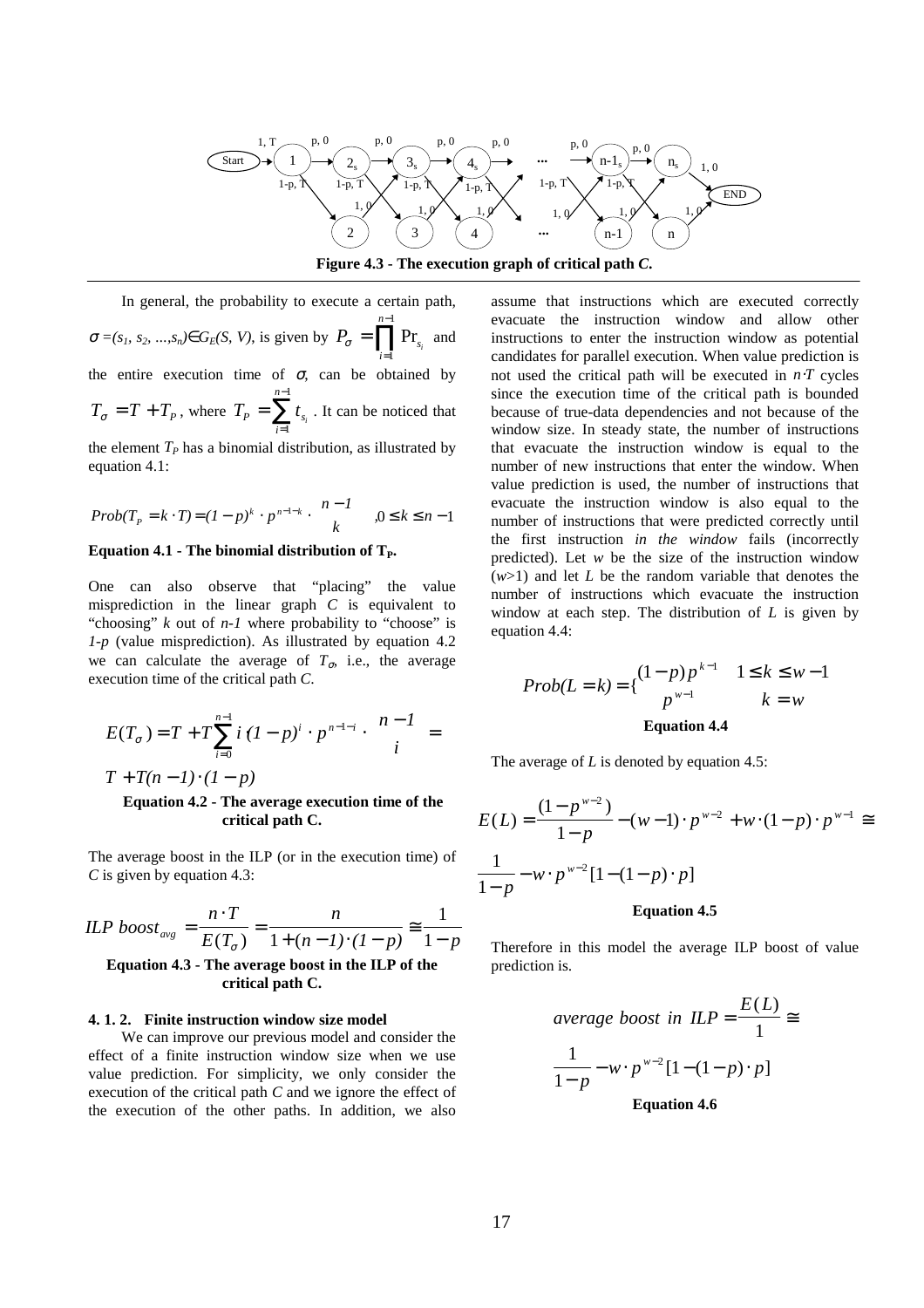Figure 4.3 - The execution graph of critical path *C*.

In general, the probability to execute a certain path, $\sigma = (s_1, s_2, ..., s_n) \in G_E(S, V)$, is given by $P_\sigma = \prod_{i=1}^{n-1} \Pr_{s_i}$ and the entire execution time of $\sigma$, can be obtained by $T_\sigma = T + T_P$, where $T_P = \sum_{i=1}^{n-1} t_{s_i}$. It can be noticed that the element $T_P$ has a binomial distribution, as illustrated by equation 4.1:

$$Prob(T_P = k \cdot T) = (1-p)^k \cdot p^{n-1-k} \cdot \binom{n-1}{k} \quad ,0 \le k \le n-1$$

**Equation 4.1 - The binomial distribution of $T_P$.**

One can also observe that "placing" the value misprediction in the linear graph *C* is equivalent to "choosing" *k* out of *n-1* where probability to "choose" is *1-p* (value misprediction). As illustrated by equation 4.2 we can calculate the average of $T_\sigma$, i.e., the average execution time of the critical path *C*.

$$E(T_\sigma) = T + T\sum_{i=0}^{n-1} i \cdot (1-p)^i \cdot p^{n-1-i} \cdot \binom{n-1}{i} = T + T(n-1) \cdot (1-p)$$

**Equation 4.2 - The average execution time of the critical path C.**

The average boost in the ILP (or in the execution time) of *C* is given by equation 4.3:

$$ILP\ boost_{avg} = \frac{n \cdot T}{E(T_\sigma)} = \frac{n}{1+(n-1)\cdot(1-p)} \cong \frac{1}{1-p}$$

**Equation 4.3 - The average boost in the ILP of the critical path C.**

#### 4. 1. 2. Finite instruction window size model

We can improve our previous model and consider the effect of a finite instruction window size when we use value prediction. For simplicity, we only consider the execution of the critical path *C* and we ignore the effect of the execution of the other paths. In addition, we also assume that instructions which are executed correctly evacuate the instruction window and allow other instructions to enter the instruction window as potential candidates for parallel execution. When value prediction is not used the critical path will be executed in $n \cdot T$ cycles since the execution time of the critical path is bounded because of true-data dependencies and not because of the window size. In steady state, the number of instructions that evacuate the instruction window is equal to the number of new instructions that enter the window. When value prediction is used, the number of instructions that evacuate the instruction window is also equal to the number of instructions that were predicted correctly until the first instruction *in the window* fails (incorrectly predicted). Let *w* be the size of the instruction window ($w$>1) and let *L* be the random variable that denotes the number of instructions which evacuate the instruction window at each step. The distribution of *L* is given by equation 4.4:

$$Prob(L = k) = \begin{cases} (1-p)p^{k-1} & 1 \le k \le w-1 \\ p^{w-1} & k = w \end{cases}$$

**Equation 4.4**

The average of *L* is denoted by equation 4.5:

$$E(L) = \frac{(1-p^{w-2})}{1-p} - (w-1)\cdot p^{w-2} + w \cdot (1-p)\cdot p^{w-1} \cong \frac{1}{1-p} - w \cdot p^{w-2}[1-(1-p)\cdot p]$$

**Equation 4.5**

Therefore in this model the average ILP boost of value prediction is.

$$average\ boost\ in\ ILP = \frac{E(L)}{1} \cong \frac{1}{1-p} - w \cdot p^{w-2}[1-(1-p)\cdot p]$$

**Equation 4.6**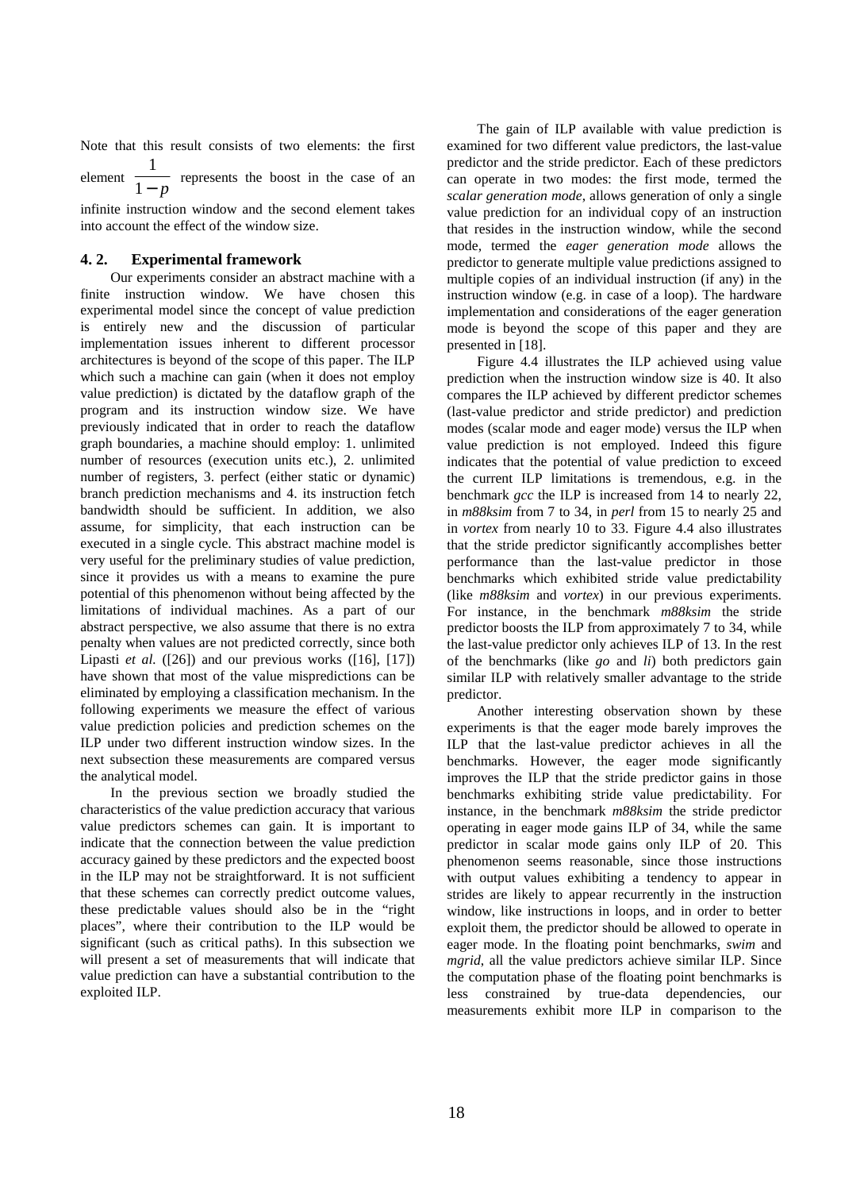Note that this result consists of two elements: the first element $\frac{1}{1-p}$ represents the boost in the case of an infinite instruction window and the second element takes into account the effect of the window size.

## 4. 2. Experimental framework

Our experiments consider an abstract machine with a finite instruction window. We have chosen this experimental model since the concept of value prediction is entirely new and the discussion of particular implementation issues inherent to different processor architectures is beyond of the scope of this paper. The ILP which such a machine can gain (when it does not employ value prediction) is dictated by the dataflow graph of the program and its instruction window size. We have previously indicated that in order to reach the dataflow graph boundaries, a machine should employ: 1. unlimited number of resources (execution units etc.), 2. unlimited number of registers, 3. perfect (either static or dynamic) branch prediction mechanisms and 4. its instruction fetch bandwidth should be sufficient. In addition, we also assume, for simplicity, that each instruction can be executed in a single cycle. This abstract machine model is very useful for the preliminary studies of value prediction, since it provides us with a means to examine the pure potential of this phenomenon without being affected by the limitations of individual machines. As a part of our abstract perspective, we also assume that there is no extra penalty when values are not predicted correctly, since both Lipasti *et al.* ([26]) and our previous works ([16], [17]) have shown that most of the value mispredictions can be eliminated by employing a classification mechanism. In the following experiments we measure the effect of various value prediction policies and prediction schemes on the ILP under two different instruction window sizes. In the next subsection these measurements are compared versus the analytical model.

In the previous section we broadly studied the characteristics of the value prediction accuracy that various value predictors schemes can gain. It is important to indicate that the connection between the value prediction accuracy gained by these predictors and the expected boost in the ILP may not be straightforward. It is not sufficient that these schemes can correctly predict outcome values, these predictable values should also be in the "right places", where their contribution to the ILP would be significant (such as critical paths). In this subsection we will present a set of measurements that will indicate that value prediction can have a substantial contribution to the exploited ILP.

The gain of ILP available with value prediction is examined for two different value predictors, the last-value predictor and the stride predictor. Each of these predictors can operate in two modes: the first mode, termed the *scalar generation mode*, allows generation of only a single value prediction for an individual copy of an instruction that resides in the instruction window, while the second mode, termed the *eager generation mode* allows the predictor to generate multiple value predictions assigned to multiple copies of an individual instruction (if any) in the instruction window (e.g. in case of a loop). The hardware implementation and considerations of the eager generation mode is beyond the scope of this paper and they are presented in [18].

Figure 4.4 illustrates the ILP achieved using value prediction when the instruction window size is 40. It also compares the ILP achieved by different predictor schemes (last-value predictor and stride predictor) and prediction modes (scalar mode and eager mode) versus the ILP when value prediction is not employed. Indeed this figure indicates that the potential of value prediction to exceed the current ILP limitations is tremendous, e.g. in the benchmark *gcc* the ILP is increased from 14 to nearly 22, in *m88ksim* from 7 to 34, in *perl* from 15 to nearly 25 and in *vortex* from nearly 10 to 33. Figure 4.4 also illustrates that the stride predictor significantly accomplishes better performance than the last-value predictor in those benchmarks which exhibited stride value predictability (like *m88ksim* and *vortex*) in our previous experiments. For instance, in the benchmark *m88ksim* the stride predictor boosts the ILP from approximately 7 to 34, while the last-value predictor only achieves ILP of 13. In the rest of the benchmarks (like *go* and *li*) both predictors gain similar ILP with relatively smaller advantage to the stride predictor.

Another interesting observation shown by these experiments is that the eager mode barely improves the ILP that the last-value predictor achieves in all the benchmarks. However, the eager mode significantly improves the ILP that the stride predictor gains in those benchmarks exhibiting stride value predictability. For instance, in the benchmark *m88ksim* the stride predictor operating in eager mode gains ILP of 34, while the same predictor in scalar mode gains only ILP of 20. This phenomenon seems reasonable, since those instructions with output values exhibiting a tendency to appear in strides are likely to appear recurrently in the instruction window, like instructions in loops, and in order to better exploit them, the predictor should be allowed to operate in eager mode. In the floating point benchmarks, *swim* and *mgrid*, all the value predictors achieve similar ILP. Since the computation phase of the floating point benchmarks is less constrained by true-data dependencies, our measurements exhibit more ILP in comparison to the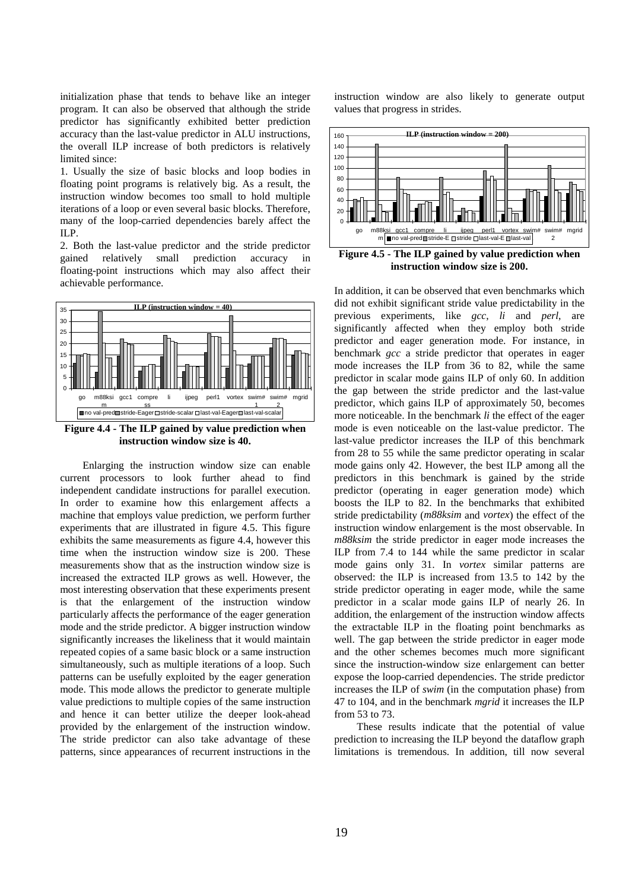initialization phase that tends to behave like an integer program. It can also be observed that although the stride predictor has significantly exhibited better prediction accuracy than the last-value predictor in ALU instructions, the overall ILP increase of both predictors is relatively limited since:

1. Usually the size of basic blocks and loop bodies in floating point programs is relatively big. As a result, the instruction window becomes too small to hold multiple iterations of a loop or even several basic blocks. Therefore, many of the loop-carried dependencies barely affect the ILP.
2. Both the last-value predictor and the stride predictor gained relatively small prediction accuracy in floating-point instructions which may also affect their achievable performance.

**Figure 4.4 - The ILP gained by value prediction when instruction window size is 40.**

Enlarging the instruction window size can enable current processors to look further ahead to find independent candidate instructions for parallel execution. In order to examine how this enlargement affects a machine that employs value prediction, we perform further experiments that are illustrated in figure 4.5. This figure exhibits the same measurements as figure 4.4, however this time when the instruction window size is 200. These measurements show that as the instruction window size is increased the extracted ILP grows as well. However, the most interesting observation that these experiments present is that the enlargement of the instruction window particularly affects the performance of the eager generation mode and the stride predictor. A bigger instruction window significantly increases the likeliness that it would maintain repeated copies of a same basic block or a same instruction simultaneously, such as multiple iterations of a loop. Such patterns can be usefully exploited by the eager generation mode. This mode allows the predictor to generate multiple value predictions to multiple copies of the same instruction and hence it can better utilize the deeper look-ahead provided by the enlargement of the instruction window. The stride predictor can also take advantage of these patterns, since appearances of recurrent instructions in the instruction window are also likely to generate output values that progress in strides.

**Figure 4.5 - The ILP gained by value prediction when instruction window size is 200.**

In addition, it can be observed that even benchmarks which did not exhibit significant stride value predictability in the previous experiments, like *gcc*, *li* and *perl*, are significantly affected when they employ both stride predictor and eager generation mode. For instance, in benchmark *gcc* a stride predictor that operates in eager mode increases the ILP from 36 to 82, while the same predictor in scalar mode gains ILP of only 60. In addition the gap between the stride predictor and the last-value predictor, which gains ILP of approximately 50, becomes more noticeable. In the benchmark *li* the effect of the eager mode is even noticeable on the last-value predictor. The last-value predictor increases the ILP of this benchmark from 28 to 55 while the same predictor operating in scalar mode gains only 42. However, the best ILP among all the predictors in this benchmark is gained by the stride predictor (operating in eager generation mode) which boosts the ILP to 82. In the benchmarks that exhibited stride predictability (*m88ksim* and *vortex*) the effect of the instruction window enlargement is the most observable. In *m88ksim* the stride predictor in eager mode increases the ILP from 7.4 to 144 while the same predictor in scalar mode gains only 31. In *vortex* similar patterns are observed: the ILP is increased from 13.5 to 142 by the stride predictor operating in eager mode, while the same predictor in a scalar mode gains ILP of nearly 26. In addition, the enlargement of the instruction window affects the extractable ILP in the floating point benchmarks as well. The gap between the stride predictor in eager mode and the other schemes becomes much more significant since the instruction-window size enlargement can better expose the loop-carried dependencies. The stride predictor increases the ILP of *swim* (in the computation phase) from 47 to 104, and in the benchmark *mgrid* it increases the ILP from 53 to 73.

These results indicate that the potential of value prediction to increasing the ILP beyond the dataflow graph limitations is tremendous. In addition, till now several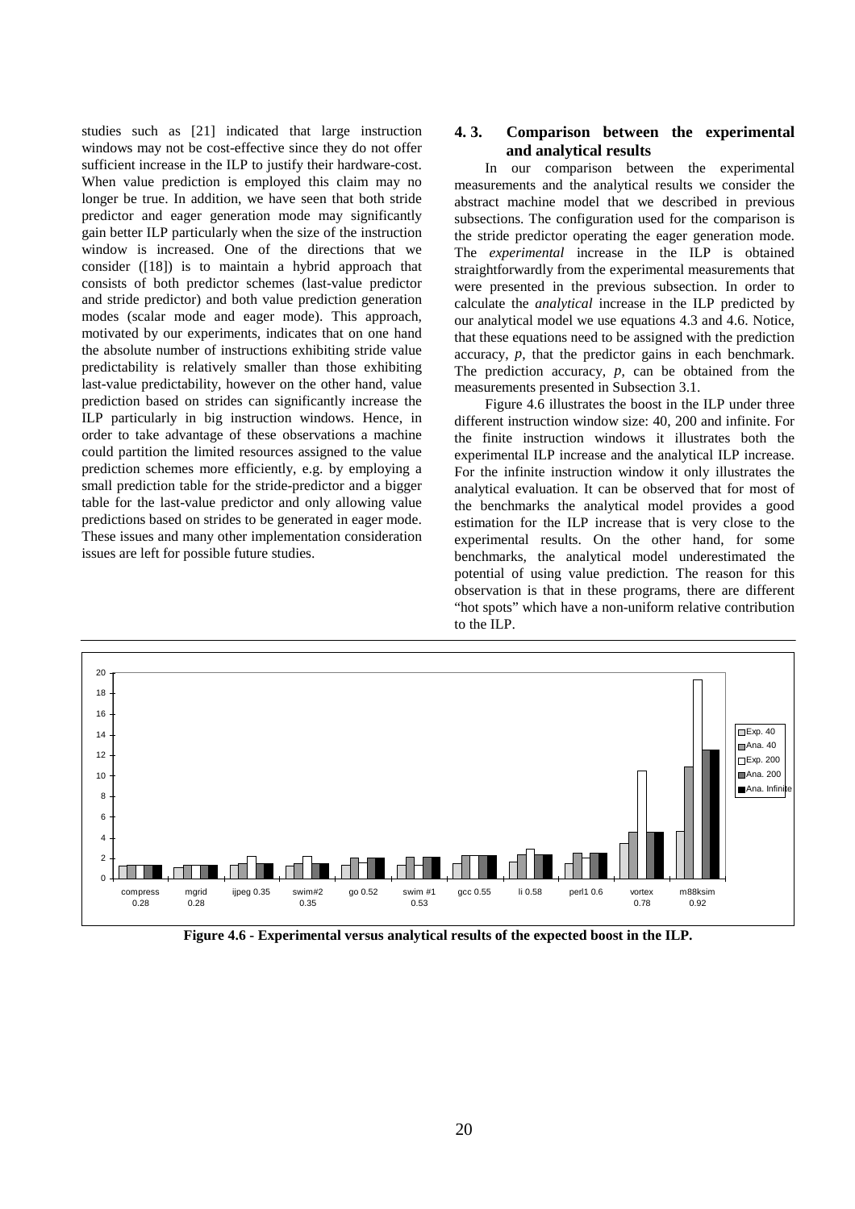studies such as [21] indicated that large instruction windows may not be cost-effective since they do not offer sufficient increase in the ILP to justify their hardware-cost. When value prediction is employed this claim may no longer be true. In addition, we have seen that both stride predictor and eager generation mode may significantly gain better ILP particularly when the size of the instruction window is increased. One of the directions that we consider ([18]) is to maintain a hybrid approach that consists of both predictor schemes (last-value predictor and stride predictor) and both value prediction generation modes (scalar mode and eager mode). This approach, motivated by our experiments, indicates that on one hand the absolute number of instructions exhibiting stride value predictability is relatively smaller than those exhibiting last-value predictability, however on the other hand, value prediction based on strides can significantly increase the ILP particularly in big instruction windows. Hence, in order to take advantage of these observations a machine could partition the limited resources assigned to the value prediction schemes more efficiently, e.g. by employing a small prediction table for the stride-predictor and a bigger table for the last-value predictor and only allowing value predictions based on strides to be generated in eager mode. These issues and many other implementation consideration issues are left for possible future studies.

### 4.3. Comparison between the experimental and analytical results

In our comparison between the experimental measurements and the analytical results we consider the abstract machine model that we described in previous subsections. The configuration used for the comparison is the stride predictor operating the eager generation mode. The *experimental* increase in the ILP is obtained straightforwardly from the experimental measurements that were presented in the previous subsection. In order to calculate the *analytical* increase in the ILP predicted by our analytical model we use equations 4.3 and 4.6. Notice, that these equations need to be assigned with the prediction accuracy, $p$, that the predictor gains in each benchmark. The prediction accuracy, $p$, can be obtained from the measurements presented in Subsection 3.1.

Figure 4.6 illustrates the boost in the ILP under three different instruction window size: 40, 200 and infinite. For the finite instruction windows it illustrates both the experimental ILP increase and the analytical ILP increase. For the infinite instruction window it only illustrates the analytical evaluation. It can be observed that for most of the benchmarks the analytical model provides a good estimation for the ILP increase that is very close to the experimental results. On the other hand, for some benchmarks, the analytical model underestimated the potential of using value prediction. The reason for this observation is that in these programs, there are different "hot spots" which have a non-uniform relative contribution to the ILP.

**Figure 4.6 - Experimental versus analytical results of the expected boost in the ILP.**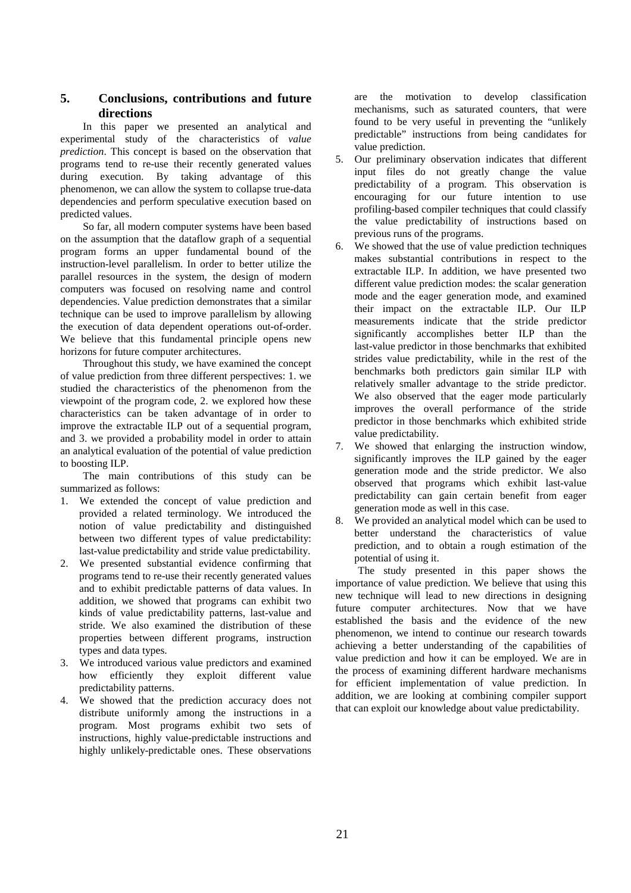## 5. Conclusions, contributions and future directions

In this paper we presented an analytical and experimental study of the characteristics of *value prediction*. This concept is based on the observation that programs tend to re-use their recently generated values during execution. By taking advantage of this phenomenon, we can allow the system to collapse true-data dependencies and perform speculative execution based on predicted values.

So far, all modern computer systems have been based on the assumption that the dataflow graph of a sequential program forms an upper fundamental bound of the instruction-level parallelism. In order to better utilize the parallel resources in the system, the design of modern computers was focused on resolving name and control dependencies. Value prediction demonstrates that a similar technique can be used to improve parallelism by allowing the execution of data dependent operations out-of-order. We believe that this fundamental principle opens new horizons for future computer architectures.

Throughout this study, we have examined the concept of value prediction from three different perspectives: 1. we studied the characteristics of the phenomenon from the viewpoint of the program code, 2. we explored how these characteristics can be taken advantage of in order to improve the extractable ILP out of a sequential program, and 3. we provided a probability model in order to attain an analytical evaluation of the potential of value prediction to boosting ILP.

The main contributions of this study can be summarized as follows:

1. We extended the concept of value prediction and provided a related terminology. We introduced the notion of value predictability and distinguished between two different types of value predictability: last-value predictability and stride value predictability.
2. We presented substantial evidence confirming that programs tend to re-use their recently generated values and to exhibit predictable patterns of data values. In addition, we showed that programs can exhibit two kinds of value predictability patterns, last-value and stride. We also examined the distribution of these properties between different programs, instruction types and data types.
3. We introduced various value predictors and examined how efficiently they exploit different value predictability patterns.
4. We showed that the prediction accuracy does not distribute uniformly among the instructions in a program. Most programs exhibit two sets of instructions, highly value-predictable instructions and highly unlikely-predictable ones. These observations are the motivation to develop classification mechanisms, such as saturated counters, that were found to be very useful in preventing the "unlikely predictable" instructions from being candidates for value prediction.
5. Our preliminary observation indicates that different input files do not greatly change the value predictability of a program. This observation is encouraging for our future intention to use profiling-based compiler techniques that could classify the value predictability of instructions based on previous runs of the programs.
6. We showed that the use of value prediction techniques makes substantial contributions in respect to the extractable ILP. In addition, we have presented two different value prediction modes: the scalar generation mode and the eager generation mode, and examined their impact on the extractable ILP. Our ILP measurements indicate that the stride predictor significantly accomplishes better ILP than the last-value predictor in those benchmarks that exhibited strides value predictability, while in the rest of the benchmarks both predictors gain similar ILP with relatively smaller advantage to the stride predictor. We also observed that the eager mode particularly improves the overall performance of the stride predictor in those benchmarks which exhibited stride value predictability.
7. We showed that enlarging the instruction window, significantly improves the ILP gained by the eager generation mode and the stride predictor. We also observed that programs which exhibit last-value predictability can gain certain benefit from eager generation mode as well in this case.
8. We provided an analytical model which can be used to better understand the characteristics of value prediction, and to obtain a rough estimation of the potential of using it.

The study presented in this paper shows the importance of value prediction. We believe that using this new technique will lead to new directions in designing future computer architectures. Now that we have established the basis and the evidence of the new phenomenon, we intend to continue our research towards achieving a better understanding of the capabilities of value prediction and how it can be employed. We are in the process of examining different hardware mechanisms for efficient implementation of value prediction. In addition, we are looking at combining compiler support that can exploit our knowledge about value predictability.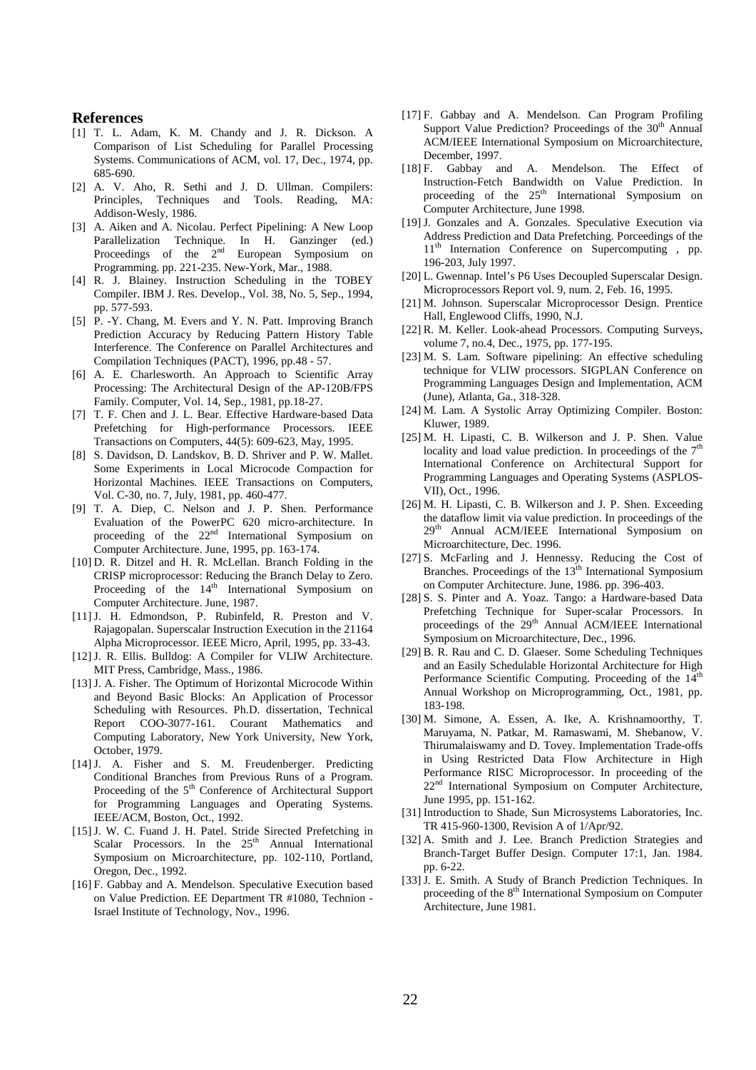## References

[1] T. L. Adam, K. M. Chandy and J. R. Dickson. A Comparison of List Scheduling for Parallel Processing Systems. Communications of ACM, vol. 17, Dec., 1974, pp. 685-690.

[2] A. V. Aho, R. Sethi and J. D. Ullman. Compilers: Principles, Techniques and Tools. Reading, MA: Addison-Wesly, 1986.

[3] A. Aiken and A. Nicolau. Perfect Pipelining: A New Loop Parallelization Technique. In H. Ganzinger (ed.) Proceedings of the 2nd European Symposium on Programming. pp. 221-235. New-York, Mar., 1988.

[4] R. J. Blainey. Instruction Scheduling in the TOBEY Compiler. IBM J. Res. Develop., Vol. 38, No. 5, Sep., 1994, pp. 577-593.

[5] P. -Y. Chang, M. Evers and Y. N. Patt. Improving Branch Prediction Accuracy by Reducing Pattern History Table Interference. The Conference on Parallel Architectures and Compilation Techniques (PACT), 1996, pp.48 - 57.

[6] A. E. Charlesworth. An Approach to Scientific Array Processing: The Architectural Design of the AP-120B/FPS Family. Computer, Vol. 14, Sep., 1981, pp.18-27.

[7] T. F. Chen and J. L. Bear. Effective Hardware-based Data Prefetching for High-performance Processors. IEEE Transactions on Computers, 44(5): 609-623, May, 1995.

[8] S. Davidson, D. Landskov, B. D. Shriver and P. W. Mallet. Some Experiments in Local Microcode Compaction for Horizontal Machines. IEEE Transactions on Computers, Vol. C-30, no. 7, July, 1981, pp. 460-477.

[9] T. A. Diep, C. Nelson and J. P. Shen. Performance Evaluation of the PowerPC 620 micro-architecture. In proceeding of the 22nd International Symposium on Computer Architecture. June, 1995, pp. 163-174.

[10] D. R. Ditzel and H. R. McLellan. Branch Folding in the CRISP microprocessor: Reducing the Branch Delay to Zero. Proceeding of the 14th International Symposium on Computer Architecture. June, 1987.

[11] J. H. Edmondson, P. Rubinfeld, R. Preston and V. Rajagopalan. Superscalar Instruction Execution in the 21164 Alpha Microprocessor. IEEE Micro, April, 1995, pp. 33-43.

[12] J. R. Ellis. Bulldog: A Compiler for VLIW Architecture. MIT Press, Cambridge, Mass., 1986.

[13] J. A. Fisher. The Optimum of Horizontal Microcode Within and Beyond Basic Blocks: An Application of Processor Scheduling with Resources. Ph.D. dissertation, Technical Report COO-3077-161. Courant Mathematics and Computing Laboratory, New York University, New York, October, 1979.

[14] J. A. Fisher and S. M. Freudenberger. Predicting Conditional Branches from Previous Runs of a Program. Proceeding of the 5th Conference of Architectural Support for Programming Languages and Operating Systems. IEEE/ACM, Boston, Oct., 1992.

[15] J. W. C. Fuand J. H. Patel. Stride Sirected Prefetching in Scalar Processors. In the 25th Annual International Symposium on Microarchitecture, pp. 102-110, Portland, Oregon, Dec., 1992.

[16] F. Gabbay and A. Mendelson. Speculative Execution based on Value Prediction. EE Department TR #1080, Technion - Israel Institute of Technology, Nov., 1996.

[17] F. Gabbay and A. Mendelson. Can Program Profiling Support Value Prediction? Proceedings of the 30th Annual ACM/IEEE International Symposium on Microarchitecture, December, 1997.

[18] F. Gabbay and A. Mendelson. The Effect of Instruction-Fetch Bandwidth on Value Prediction. In proceeding of the 25th International Symposium on Computer Architecture, June 1998.

[19] J. Gonzales and A. Gonzales. Speculative Execution via Address Prediction and Data Prefetching. Porceedings of the 11th Internation Conference on Supercomputing , pp. 196-203, July 1997.

[20] L. Gwennap. Intel's P6 Uses Decoupled Superscalar Design. Microprocessors Report vol. 9, num. 2, Feb. 16, 1995.

[21] M. Johnson. Superscalar Microprocessor Design. Prentice Hall, Englewood Cliffs, 1990, N.J.

[22] R. M. Keller. Look-ahead Processors. Computing Surveys, volume 7, no.4, Dec., 1975, pp. 177-195.

[23] M. S. Lam. Software pipelining: An effective scheduling technique for VLIW processors. SIGPLAN Conference on Programming Languages Design and Implementation, ACM (June), Atlanta, Ga., 318-328.

[24] M. Lam. A Systolic Array Optimizing Compiler. Boston: Kluwer, 1989.

[25] M. H. Lipasti, C. B. Wilkerson and J. P. Shen. Value locality and load value prediction. In proceedings of the 7th International Conference on Architectural Support for Programming Languages and Operating Systems (ASPLOS-VII), Oct., 1996.

[26] M. H. Lipasti, C. B. Wilkerson and J. P. Shen. Exceeding the dataflow limit via value prediction. In proceedings of the 29th Annual ACM/IEEE International Symposium on Microarchitecture, Dec. 1996.

[27] S. McFarling and J. Hennessy. Reducing the Cost of Branches. Proceedings of the 13th International Symposium on Computer Architecture. June, 1986. pp. 396-403.

[28] S. S. Pinter and A. Yoaz. Tango: a Hardware-based Data Prefetching Technique for Super-scalar Processors. In proceedings of the 29th Annual ACM/IEEE International Symposium on Microarchitecture, Dec., 1996.

[29] B. R. Rau and C. D. Glaeser. Some Scheduling Techniques and an Easily Schedulable Horizontal Architecture for High Performance Scientific Computing. Proceeding of the 14th Annual Workshop on Microprogramming, Oct., 1981, pp. 183-198.

[30] M. Simone, A. Essen, A. Ike, A. Krishnamoorthy, T. Maruyama, N. Patkar, M. Ramaswami, M. Shebanow, V. Thirumalaiswamy and D. Tovey. Implementation Trade-offs in Using Restricted Data Flow Architecture in High Performance RISC Microprocessor. In proceeding of the 22nd International Symposium on Computer Architecture, June 1995, pp. 151-162.

[31] Introduction to Shade, Sun Microsystems Laboratories, Inc. TR 415-960-1300, Revision A of 1/Apr/92.

[32] A. Smith and J. Lee. Branch Prediction Strategies and Branch-Target Buffer Design. Computer 17:1, Jan. 1984. pp. 6-22.

[33] J. E. Smith. A Study of Branch Prediction Techniques. In proceeding of the 8th International Symposium on Computer Architecture, June 1981.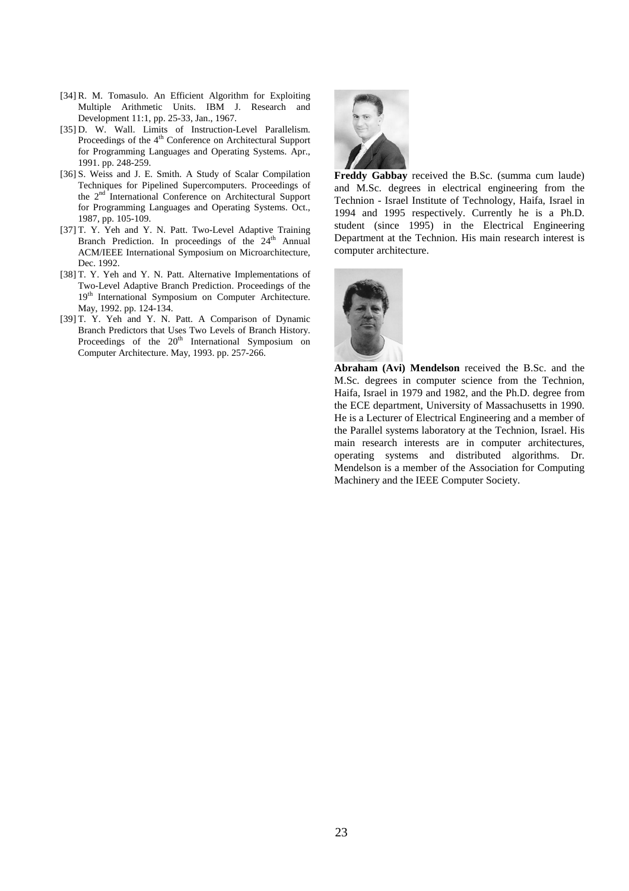[34] R. M. Tomasulo. An Efficient Algorithm for Exploiting Multiple Arithmetic Units. IBM J. Research and Development 11:1, pp. 25-33, Jan., 1967.

[35] D. W. Wall. Limits of Instruction-Level Parallelism. Proceedings of the 4th Conference on Architectural Support for Programming Languages and Operating Systems. Apr., 1991. pp. 248-259.

[36] S. Weiss and J. E. Smith. A Study of Scalar Compilation Techniques for Pipelined Supercomputers. Proceedings of the 2nd International Conference on Architectural Support for Programming Languages and Operating Systems. Oct., 1987, pp. 105-109.

[37] T. Y. Yeh and Y. N. Patt. Two-Level Adaptive Training Branch Prediction. In proceedings of the 24th Annual ACM/IEEE International Symposium on Microarchitecture, Dec. 1992.

[38] T. Y. Yeh and Y. N. Patt. Alternative Implementations of Two-Level Adaptive Branch Prediction. Proceedings of the 19th International Symposium on Computer Architecture. May, 1992. pp. 124-134.

[39] T. Y. Yeh and Y. N. Patt. A Comparison of Dynamic Branch Predictors that Uses Two Levels of Branch History. Proceedings of the 20th International Symposium on Computer Architecture. May, 1993. pp. 257-266.

**Freddy Gabbay** received the B.Sc. (summa cum laude) and M.Sc. degrees in electrical engineering from the Technion - Israel Institute of Technology, Haifa, Israel in 1994 and 1995 respectively. Currently he is a Ph.D. student (since 1995) in the Electrical Engineering Department at the Technion. His main research interest is computer architecture.

**Abraham (Avi) Mendelson** received the B.Sc. and the M.Sc. degrees in computer science from the Technion, Haifa, Israel in 1979 and 1982, and the Ph.D. degree from the ECE department, University of Massachusetts in 1990. He is a Lecturer of Electrical Engineering and a member of the Parallel systems laboratory at the Technion, Israel. His main research interests are in computer architectures, operating systems and distributed algorithms. Dr. Mendelson is a member of the Association for Computing Machinery and the IEEE Computer Society.